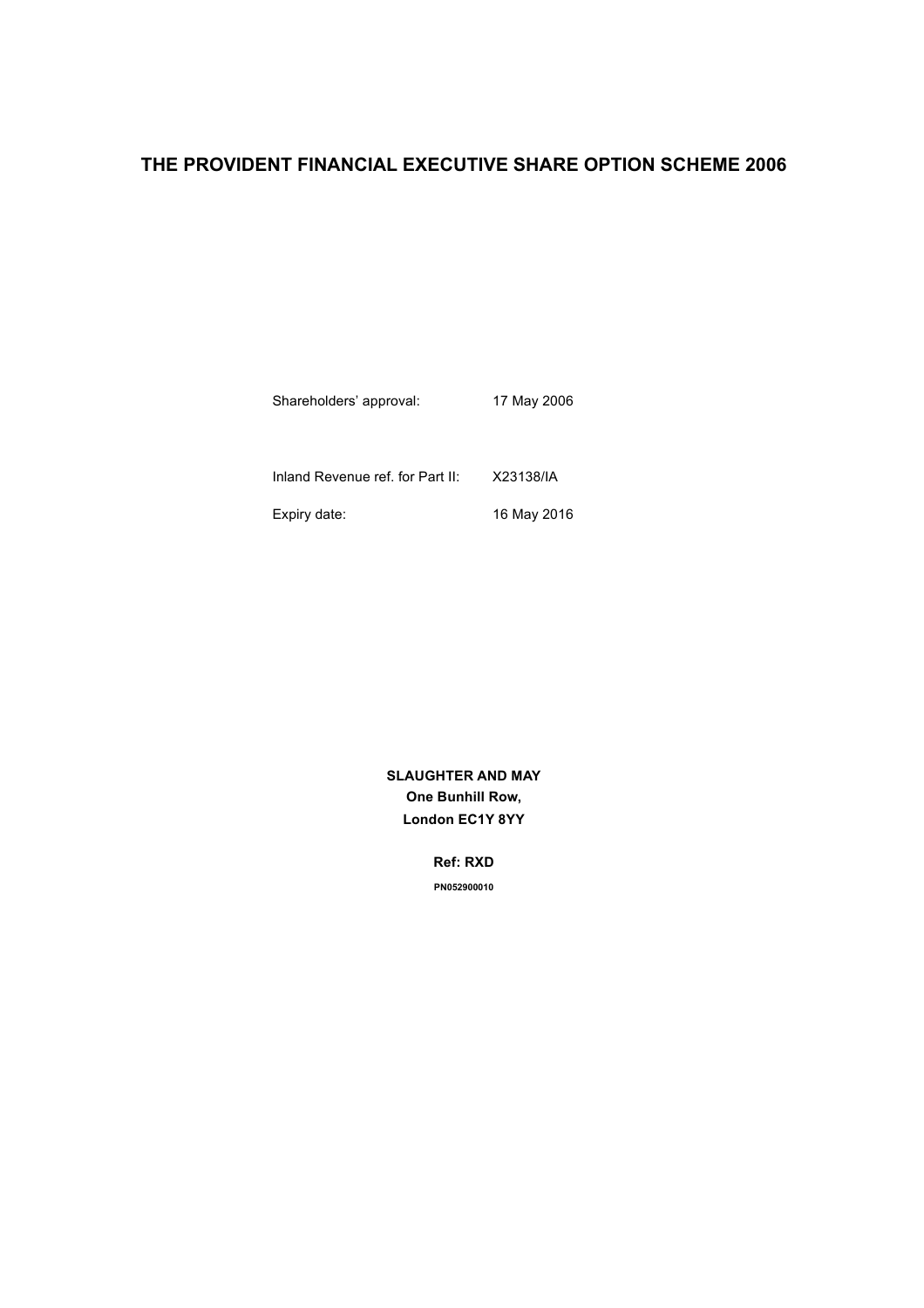# THE PROVIDENT FINANCIAL EXECUTIVE SHARE OPTION SCHEME 2006

Shareholders' approval: 17 May 2006

Inland Revenue ref. for Part II: X23138/IA

Expiry date: 16 May 2016

**SLAUGHTER AND MAY**
**One Bunhill Row,**
**London EC1Y 8YY**

**Ref: RXD**

**PN052900010**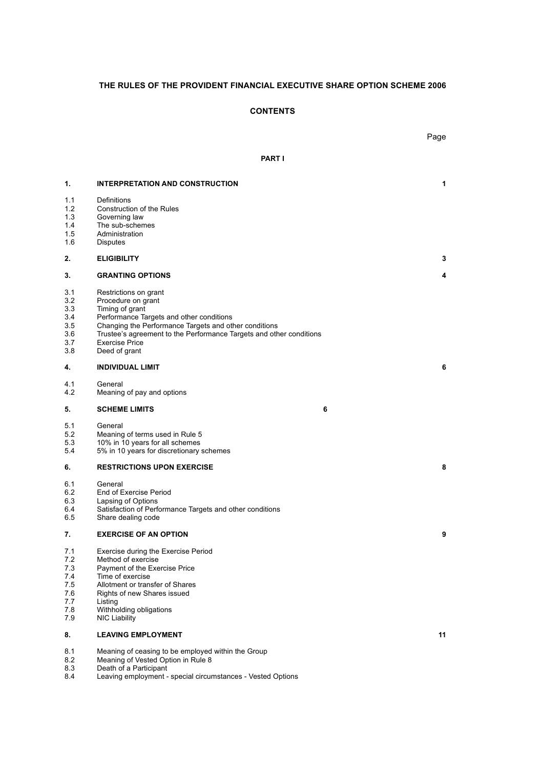# THE RULES OF THE PROVIDENT FINANCIAL EXECUTIVE SHARE OPTION SCHEME 2006

## CONTENTS

| | | Page |
|---|---|---|
| | **PART I** | |
| **1.** | **INTERPRETATION AND CONSTRUCTION** | **1** |
| 1.1 | Definitions | |
| 1.2 | Construction of the Rules | |
| 1.3 | Governing law | |
| 1.4 | The sub-schemes | |
| 1.5 | Administration | |
| 1.6 | Disputes | |
| **2.** | **ELIGIBILITY** | **3** |
| **3.** | **GRANTING OPTIONS** | **4** |
| 3.1 | Restrictions on grant | |
| 3.2 | Procedure on grant | |
| 3.3 | Timing of grant | |
| 3.4 | Performance Targets and other conditions | |
| 3.5 | Changing the Performance Targets and other conditions | |
| 3.6 | Trustee's agreement to the Performance Targets and other conditions | |
| 3.7 | Exercise Price | |
| 3.8 | Deed of grant | |
| **4.** | **INDIVIDUAL LIMIT** | **6** |
| 4.1 | General | |
| 4.2 | Meaning of pay and options | |
| **5.** | **SCHEME LIMITS** | **6** |
| 5.1 | General | |
| 5.2 | Meaning of terms used in Rule 5 | |
| 5.3 | 10% in 10 years for all schemes | |
| 5.4 | 5% in 10 years for discretionary schemes | |
| **6.** | **RESTRICTIONS UPON EXERCISE** | **8** |
| 6.1 | General | |
| 6.2 | End of Exercise Period | |
| 6.3 | Lapsing of Options | |
| 6.4 | Satisfaction of Performance Targets and other conditions | |
| 6.5 | Share dealing code | |
| **7.** | **EXERCISE OF AN OPTION** | **9** |
| 7.1 | Exercise during the Exercise Period | |
| 7.2 | Method of exercise | |
| 7.3 | Payment of the Exercise Price | |
| 7.4 | Time of exercise | |
| 7.5 | Allotment or transfer of Shares | |
| 7.6 | Rights of new Shares issued | |
| 7.7 | Listing | |
| 7.8 | Withholding obligations | |
| 7.9 | NIC Liability | |
| **8.** | **LEAVING EMPLOYMENT** | **11** |
| 8.1 | Meaning of ceasing to be employed within the Group | |
| 8.2 | Meaning of Vested Option in Rule 8 | |
| 8.3 | Death of a Participant | |
| 8.4 | Leaving employment - special circumstances - Vested Options | |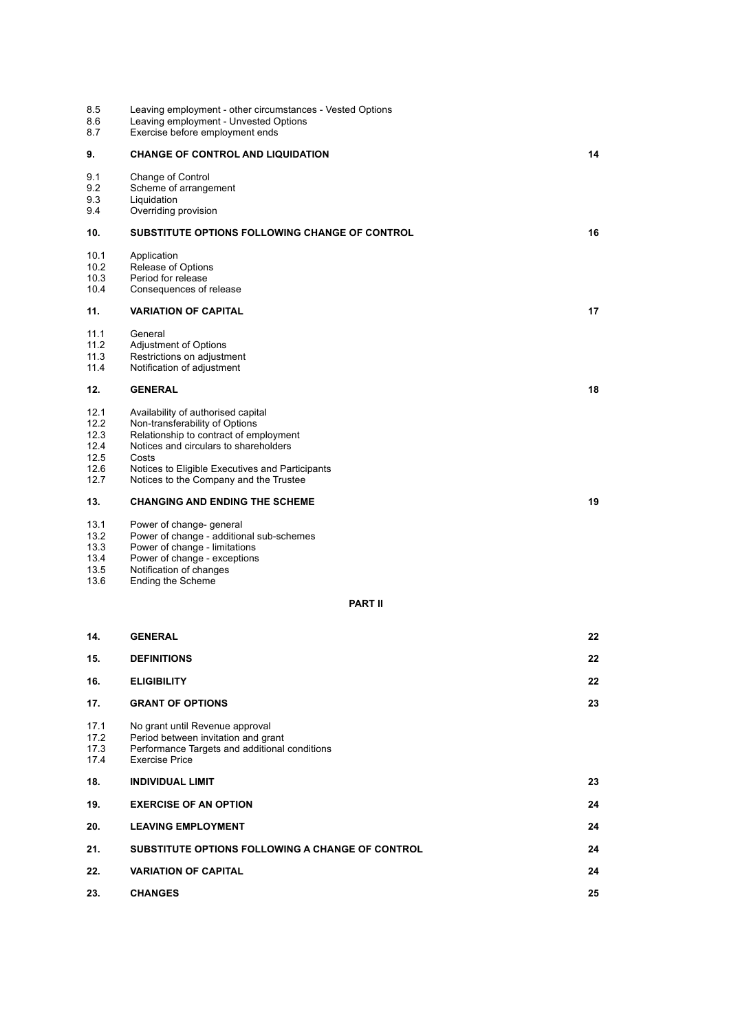| | | |
|---|---|---|
| 8.5 | Leaving employment - other circumstances - Vested Options | |
| 8.6 | Leaving employment - Unvested Options | |
| 8.7 | Exercise before employment ends | |
| **9.** | **CHANGE OF CONTROL AND LIQUIDATION** | **14** |
| 9.1 | Change of Control | |
| 9.2 | Scheme of arrangement | |
| 9.3 | Liquidation | |
| 9.4 | Overriding provision | |
| **10.** | **SUBSTITUTE OPTIONS FOLLOWING CHANGE OF CONTROL** | **16** |
| 10.1 | Application | |
| 10.2 | Release of Options | |
| 10.3 | Period for release | |
| 10.4 | Consequences of release | |
| **11.** | **VARIATION OF CAPITAL** | **17** |
| 11.1 | General | |
| 11.2 | Adjustment of Options | |
| 11.3 | Restrictions on adjustment | |
| 11.4 | Notification of adjustment | |
| **12.** | **GENERAL** | **18** |
| 12.1 | Availability of authorised capital | |
| 12.2 | Non-transferability of Options | |
| 12.3 | Relationship to contract of employment | |
| 12.4 | Notices and circulars to shareholders | |
| 12.5 | Costs | |
| 12.6 | Notices to Eligible Executives and Participants | |
| 12.7 | Notices to the Company and the Trustee | |
| **13.** | **CHANGING AND ENDING THE SCHEME** | **19** |
| 13.1 | Power of change- general | |
| 13.2 | Power of change - additional sub-schemes | |
| 13.3 | Power of change - limitations | |
| 13.4 | Power of change - exceptions | |
| 13.5 | Notification of changes | |
| 13.6 | Ending the Scheme | |

**PART II**

| | | |
|---|---|---|
| **14.** | **GENERAL** | **22** |
| **15.** | **DEFINITIONS** | **22** |
| **16.** | **ELIGIBILITY** | **22** |
| **17.** | **GRANT OF OPTIONS** | **23** |
| 17.1 | No grant until Revenue approval | |
| 17.2 | Period between invitation and grant | |
| 17.3 | Performance Targets and additional conditions | |
| 17.4 | Exercise Price | |
| **18.** | **INDIVIDUAL LIMIT** | **23** |
| **19.** | **EXERCISE OF AN OPTION** | **24** |
| **20.** | **LEAVING EMPLOYMENT** | **24** |
| **21.** | **SUBSTITUTE OPTIONS FOLLOWING A CHANGE OF CONTROL** | **24** |
| **22.** | **VARIATION OF CAPITAL** | **24** |
| **23.** | **CHANGES** | **25** |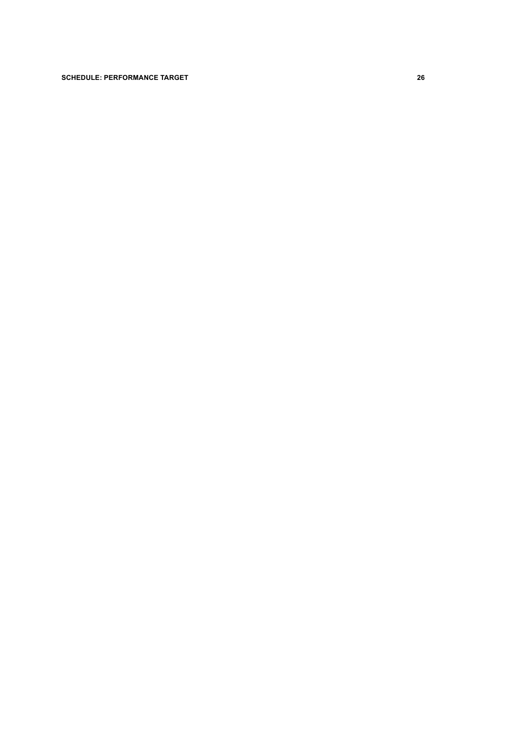**SCHEDULE: PERFORMANCE TARGET** 26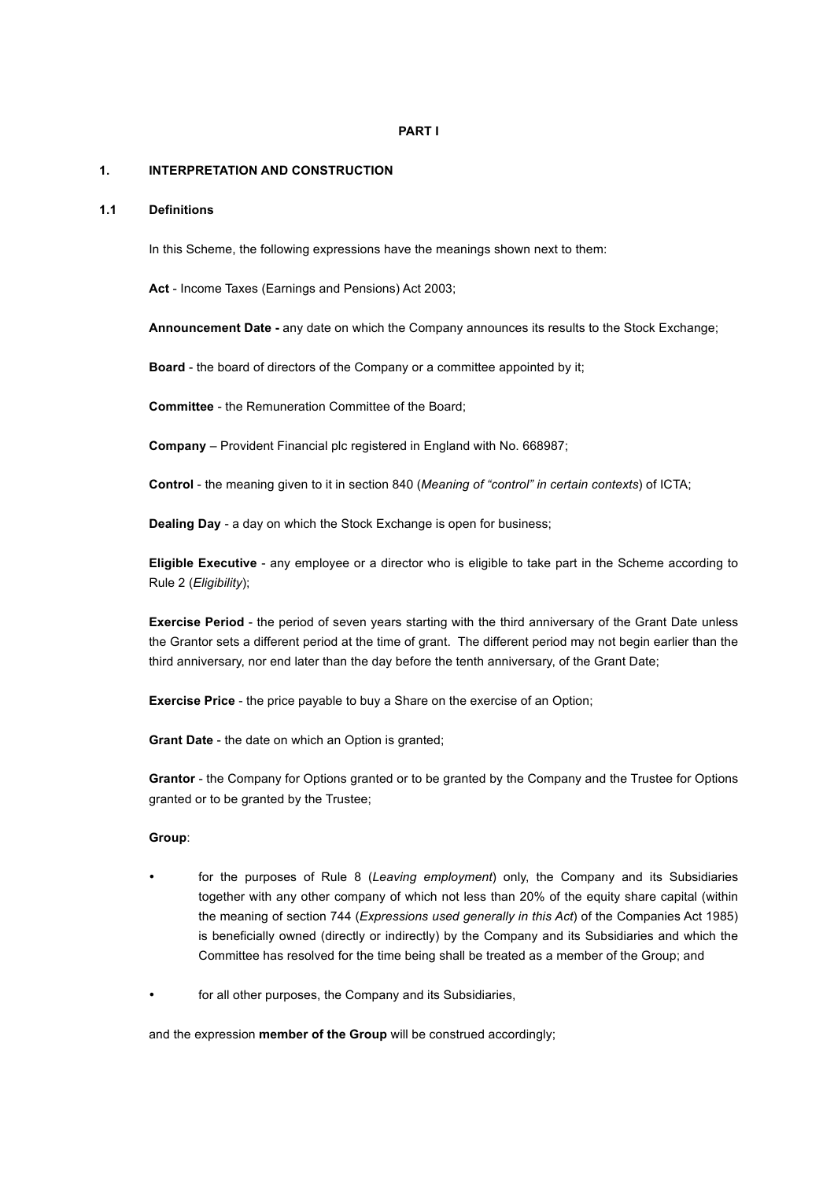**PART I**

## 1. INTERPRETATION AND CONSTRUCTION

### 1.1 Definitions

In this Scheme, the following expressions have the meanings shown next to them:

**Act** - Income Taxes (Earnings and Pensions) Act 2003;

**Announcement Date -** any date on which the Company announces its results to the Stock Exchange;

**Board** - the board of directors of the Company or a committee appointed by it;

**Committee** - the Remuneration Committee of the Board;

**Company** – Provident Financial plc registered in England with No. 668987;

**Control** - the meaning given to it in section 840 (*Meaning of "control" in certain contexts*) of ICTA;

**Dealing Day** - a day on which the Stock Exchange is open for business;

**Eligible Executive** - any employee or a director who is eligible to take part in the Scheme according to Rule 2 (*Eligibility*);

**Exercise Period** - the period of seven years starting with the third anniversary of the Grant Date unless the Grantor sets a different period at the time of grant. The different period may not begin earlier than the third anniversary, nor end later than the day before the tenth anniversary, of the Grant Date;

**Exercise Price** - the price payable to buy a Share on the exercise of an Option;

**Grant Date** - the date on which an Option is granted;

**Grantor** - the Company for Options granted or to be granted by the Company and the Trustee for Options granted or to be granted by the Trustee;

**Group**:

- for the purposes of Rule 8 (*Leaving employment*) only, the Company and its Subsidiaries together with any other company of which not less than 20% of the equity share capital (within the meaning of section 744 (*Expressions used generally in this Act*) of the Companies Act 1985) is beneficially owned (directly or indirectly) by the Company and its Subsidiaries and which the Committee has resolved for the time being shall be treated as a member of the Group; and
- for all other purposes, the Company and its Subsidiaries,

and the expression **member of the Group** will be construed accordingly;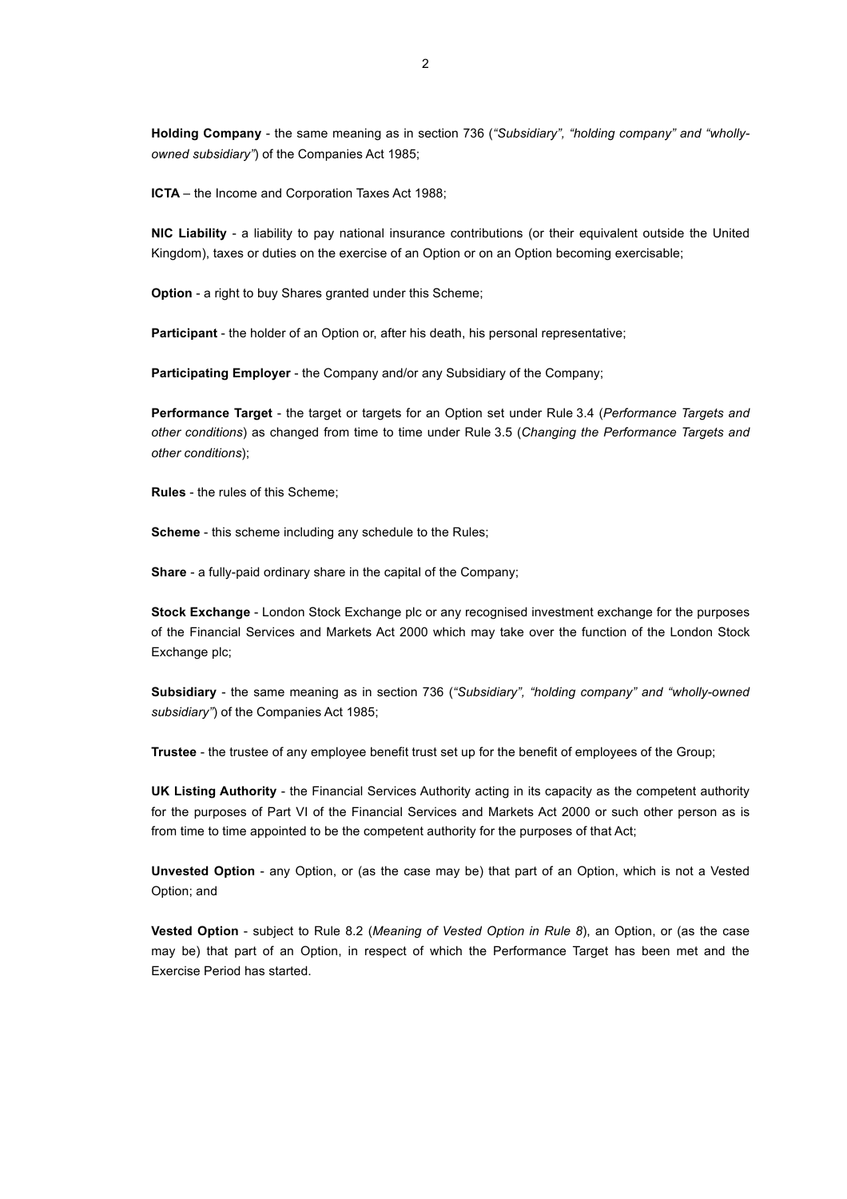**Holding Company** - the same meaning as in section 736 (*"Subsidiary", "holding company" and "wholly-owned subsidiary"*) of the Companies Act 1985;

**ICTA** – the Income and Corporation Taxes Act 1988;

**NIC Liability** - a liability to pay national insurance contributions (or their equivalent outside the United Kingdom), taxes or duties on the exercise of an Option or on an Option becoming exercisable;

**Option** - a right to buy Shares granted under this Scheme;

**Participant** - the holder of an Option or, after his death, his personal representative;

**Participating Employer** - the Company and/or any Subsidiary of the Company;

**Performance Target** - the target or targets for an Option set under Rule 3.4 (*Performance Targets and other conditions*) as changed from time to time under Rule 3.5 (*Changing the Performance Targets and other conditions*);

**Rules** - the rules of this Scheme;

**Scheme** - this scheme including any schedule to the Rules;

**Share** - a fully-paid ordinary share in the capital of the Company;

**Stock Exchange** - London Stock Exchange plc or any recognised investment exchange for the purposes of the Financial Services and Markets Act 2000 which may take over the function of the London Stock Exchange plc;

**Subsidiary** - the same meaning as in section 736 (*"Subsidiary", "holding company" and "wholly-owned subsidiary"*) of the Companies Act 1985;

**Trustee** - the trustee of any employee benefit trust set up for the benefit of employees of the Group;

**UK Listing Authority** - the Financial Services Authority acting in its capacity as the competent authority for the purposes of Part VI of the Financial Services and Markets Act 2000 or such other person as is from time to time appointed to be the competent authority for the purposes of that Act;

**Unvested Option** - any Option, or (as the case may be) that part of an Option, which is not a Vested Option; and

**Vested Option** - subject to Rule 8.2 (*Meaning of Vested Option in Rule 8*), an Option, or (as the case may be) that part of an Option, in respect of which the Performance Target has been met and the Exercise Period has started.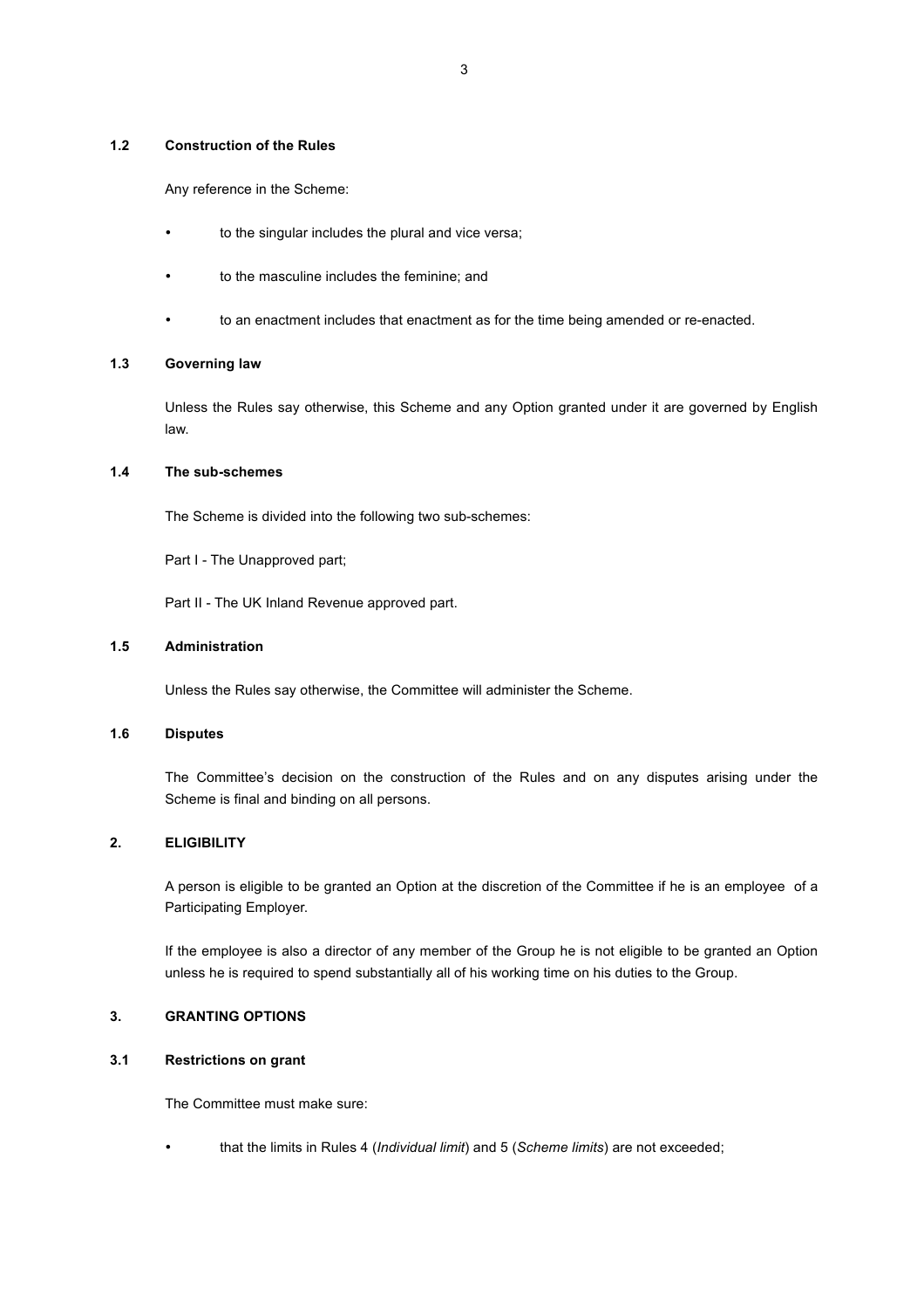### 1.2 Construction of the Rules

Any reference in the Scheme:

- to the singular includes the plural and vice versa;
- to the masculine includes the feminine; and
- to an enactment includes that enactment as for the time being amended or re-enacted.

### 1.3 Governing law

Unless the Rules say otherwise, this Scheme and any Option granted under it are governed by English law.

### 1.4 The sub-schemes

The Scheme is divided into the following two sub-schemes:

Part I - The Unapproved part;

Part II - The UK Inland Revenue approved part.

### 1.5 Administration

Unless the Rules say otherwise, the Committee will administer the Scheme.

### 1.6 Disputes

The Committee's decision on the construction of the Rules and on any disputes arising under the Scheme is final and binding on all persons.

## 2. ELIGIBILITY

A person is eligible to be granted an Option at the discretion of the Committee if he is an employee of a Participating Employer.

If the employee is also a director of any member of the Group he is not eligible to be granted an Option unless he is required to spend substantially all of his working time on his duties to the Group.

## 3. GRANTING OPTIONS

### 3.1 Restrictions on grant

The Committee must make sure:

- that the limits in Rules 4 (*Individual limit*) and 5 (*Scheme limits*) are not exceeded;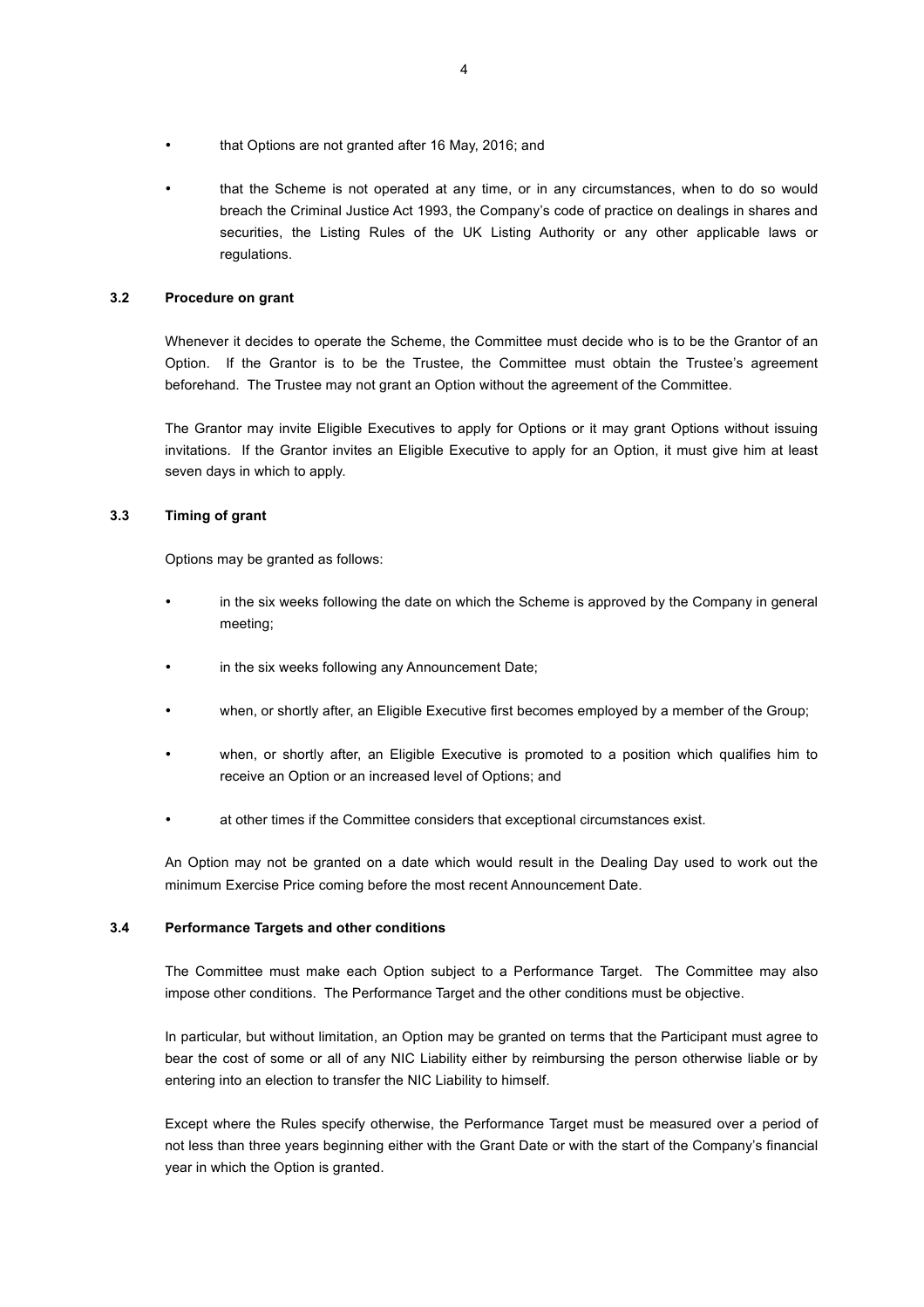- that Options are not granted after 16 May, 2016; and
- that the Scheme is not operated at any time, or in any circumstances, when to do so would breach the Criminal Justice Act 1993, the Company's code of practice on dealings in shares and securities, the Listing Rules of the UK Listing Authority or any other applicable laws or regulations.

### 3.2 Procedure on grant

Whenever it decides to operate the Scheme, the Committee must decide who is to be the Grantor of an Option. If the Grantor is to be the Trustee, the Committee must obtain the Trustee's agreement beforehand. The Trustee may not grant an Option without the agreement of the Committee.

The Grantor may invite Eligible Executives to apply for Options or it may grant Options without issuing invitations. If the Grantor invites an Eligible Executive to apply for an Option, it must give him at least seven days in which to apply.

### 3.3 Timing of grant

Options may be granted as follows:

- in the six weeks following the date on which the Scheme is approved by the Company in general meeting;
- in the six weeks following any Announcement Date;
- when, or shortly after, an Eligible Executive first becomes employed by a member of the Group;
- when, or shortly after, an Eligible Executive is promoted to a position which qualifies him to receive an Option or an increased level of Options; and
- at other times if the Committee considers that exceptional circumstances exist.

An Option may not be granted on a date which would result in the Dealing Day used to work out the minimum Exercise Price coming before the most recent Announcement Date.

### 3.4 Performance Targets and other conditions

The Committee must make each Option subject to a Performance Target. The Committee may also impose other conditions. The Performance Target and the other conditions must be objective.

In particular, but without limitation, an Option may be granted on terms that the Participant must agree to bear the cost of some or all of any NIC Liability either by reimbursing the person otherwise liable or by entering into an election to transfer the NIC Liability to himself.

Except where the Rules specify otherwise, the Performance Target must be measured over a period of not less than three years beginning either with the Grant Date or with the start of the Company's financial year in which the Option is granted.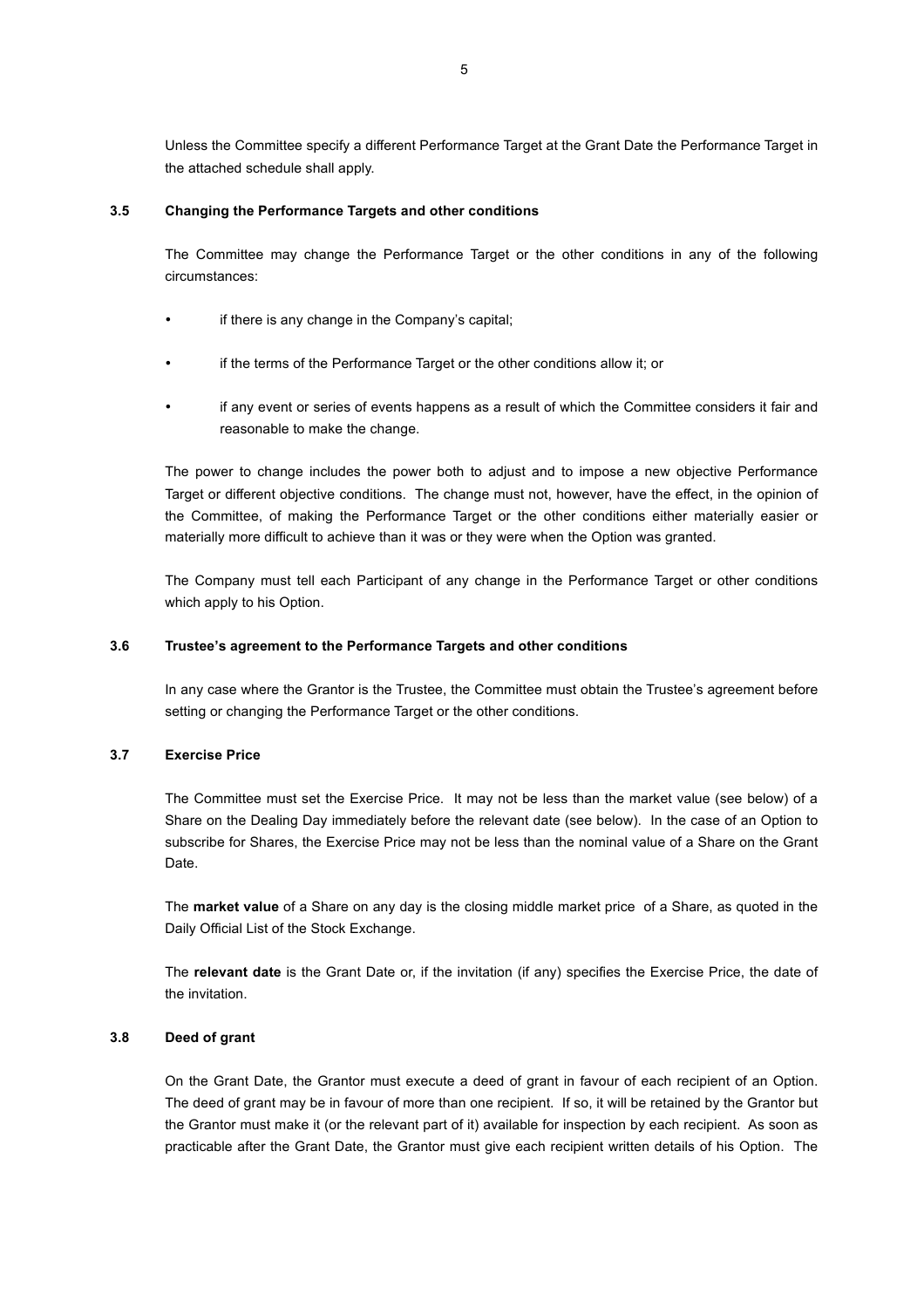Unless the Committee specify a different Performance Target at the Grant Date the Performance Target in the attached schedule shall apply.

### 3.5 Changing the Performance Targets and other conditions

The Committee may change the Performance Target or the other conditions in any of the following circumstances:

- if there is any change in the Company's capital;
- if the terms of the Performance Target or the other conditions allow it; or
- if any event or series of events happens as a result of which the Committee considers it fair and reasonable to make the change.

The power to change includes the power both to adjust and to impose a new objective Performance Target or different objective conditions. The change must not, however, have the effect, in the opinion of the Committee, of making the Performance Target or the other conditions either materially easier or materially more difficult to achieve than it was or they were when the Option was granted.

The Company must tell each Participant of any change in the Performance Target or other conditions which apply to his Option.

### 3.6 Trustee's agreement to the Performance Targets and other conditions

In any case where the Grantor is the Trustee, the Committee must obtain the Trustee's agreement before setting or changing the Performance Target or the other conditions.

### 3.7 Exercise Price

The Committee must set the Exercise Price. It may not be less than the market value (see below) of a Share on the Dealing Day immediately before the relevant date (see below). In the case of an Option to subscribe for Shares, the Exercise Price may not be less than the nominal value of a Share on the Grant Date.

The **market value** of a Share on any day is the closing middle market price of a Share, as quoted in the Daily Official List of the Stock Exchange.

The **relevant date** is the Grant Date or, if the invitation (if any) specifies the Exercise Price, the date of the invitation.

### 3.8 Deed of grant

On the Grant Date, the Grantor must execute a deed of grant in favour of each recipient of an Option. The deed of grant may be in favour of more than one recipient. If so, it will be retained by the Grantor but the Grantor must make it (or the relevant part of it) available for inspection by each recipient. As soon as practicable after the Grant Date, the Grantor must give each recipient written details of his Option. The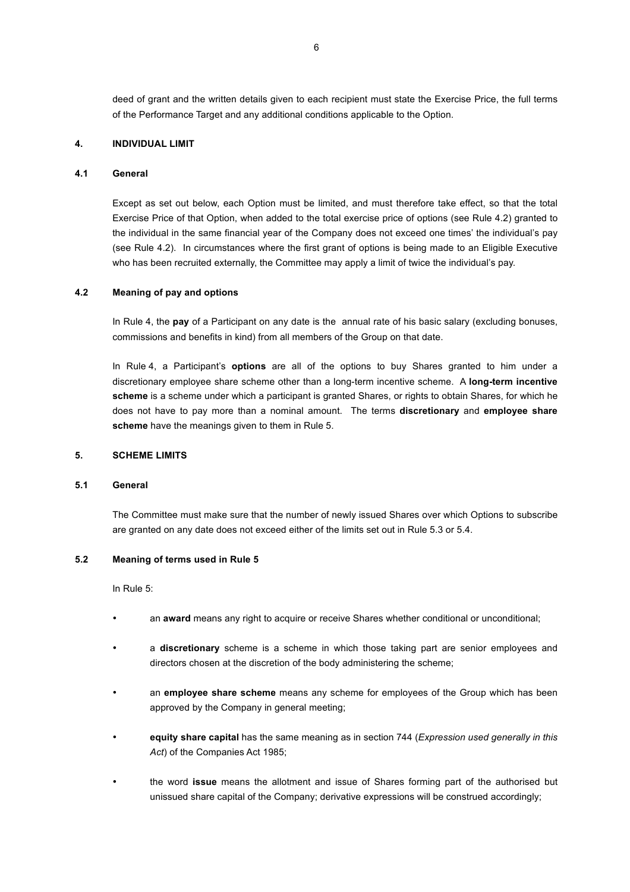deed of grant and the written details given to each recipient must state the Exercise Price, the full terms of the Performance Target and any additional conditions applicable to the Option.

## 4. INDIVIDUAL LIMIT

### 4.1 General

Except as set out below, each Option must be limited, and must therefore take effect, so that the total Exercise Price of that Option, when added to the total exercise price of options (see Rule 4.2) granted to the individual in the same financial year of the Company does not exceed one times' the individual's pay (see Rule 4.2). In circumstances where the first grant of options is being made to an Eligible Executive who has been recruited externally, the Committee may apply a limit of twice the individual's pay.

### 4.2 Meaning of pay and options

In Rule 4, the **pay** of a Participant on any date is the annual rate of his basic salary (excluding bonuses, commissions and benefits in kind) from all members of the Group on that date.

In Rule 4, a Participant's **options** are all of the options to buy Shares granted to him under a discretionary employee share scheme other than a long-term incentive scheme. A **long-term incentive scheme** is a scheme under which a participant is granted Shares, or rights to obtain Shares, for which he does not have to pay more than a nominal amount. The terms **discretionary** and **employee share scheme** have the meanings given to them in Rule 5.

## 5. SCHEME LIMITS

### 5.1 General

The Committee must make sure that the number of newly issued Shares over which Options to subscribe are granted on any date does not exceed either of the limits set out in Rule 5.3 or 5.4.

### 5.2 Meaning of terms used in Rule 5

In Rule 5:

- an **award** means any right to acquire or receive Shares whether conditional or unconditional;
- a **discretionary** scheme is a scheme in which those taking part are senior employees and directors chosen at the discretion of the body administering the scheme;
- an **employee share scheme** means any scheme for employees of the Group which has been approved by the Company in general meeting;
- **equity share capital** has the same meaning as in section 744 (*Expression used generally in this Act*) of the Companies Act 1985;
- the word **issue** means the allotment and issue of Shares forming part of the authorised but unissued share capital of the Company; derivative expressions will be construed accordingly;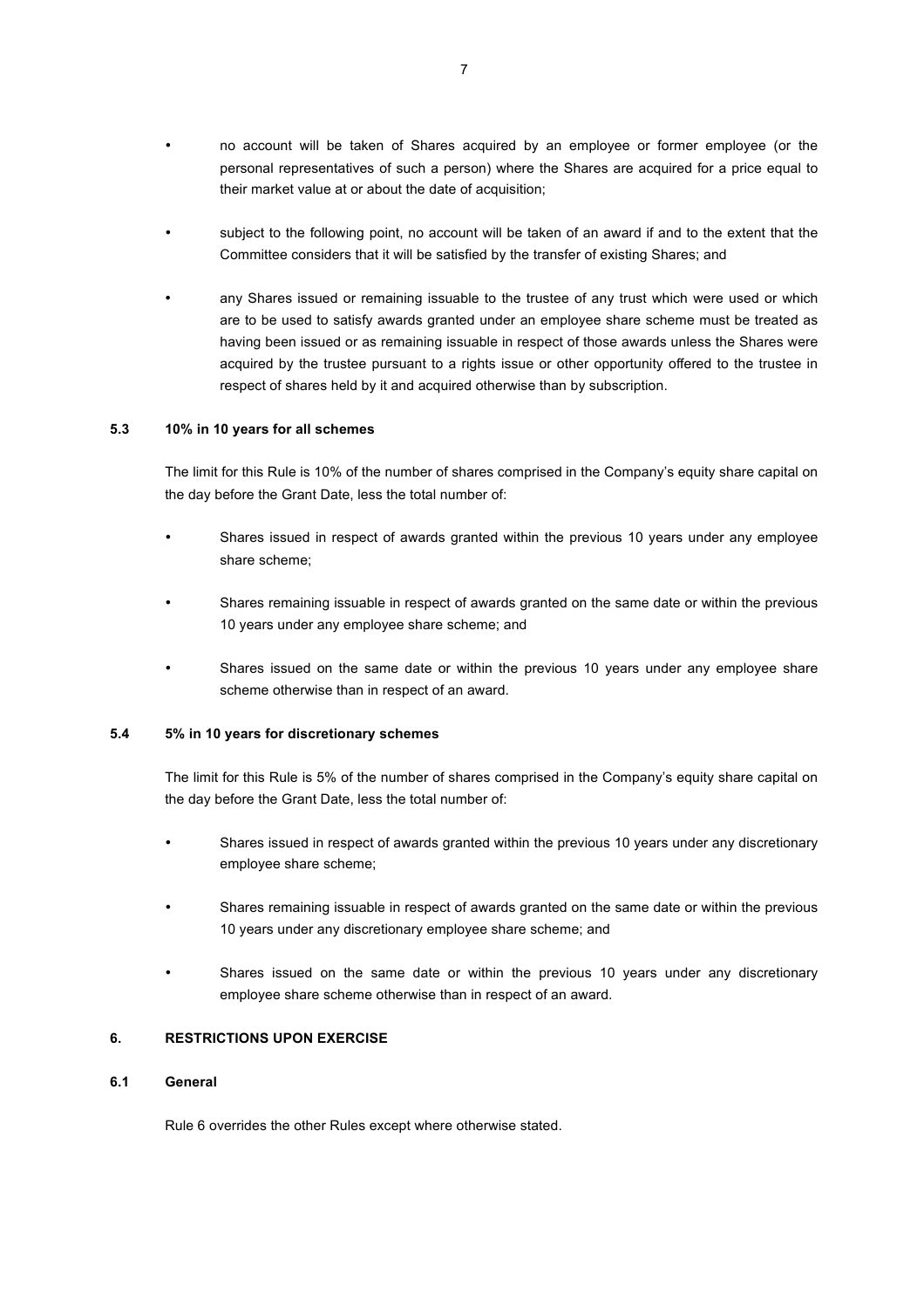- no account will be taken of Shares acquired by an employee or former employee (or the personal representatives of such a person) where the Shares are acquired for a price equal to their market value at or about the date of acquisition;

- subject to the following point, no account will be taken of an award if and to the extent that the Committee considers that it will be satisfied by the transfer of existing Shares; and

- any Shares issued or remaining issuable to the trustee of any trust which were used or which are to be used to satisfy awards granted under an employee share scheme must be treated as having been issued or as remaining issuable in respect of those awards unless the Shares were acquired by the trustee pursuant to a rights issue or other opportunity offered to the trustee in respect of shares held by it and acquired otherwise than by subscription.

### 5.3 10% in 10 years for all schemes

The limit for this Rule is 10% of the number of shares comprised in the Company's equity share capital on the day before the Grant Date, less the total number of:

- Shares issued in respect of awards granted within the previous 10 years under any employee share scheme;

- Shares remaining issuable in respect of awards granted on the same date or within the previous 10 years under any employee share scheme; and

- Shares issued on the same date or within the previous 10 years under any employee share scheme otherwise than in respect of an award.

### 5.4 5% in 10 years for discretionary schemes

The limit for this Rule is 5% of the number of shares comprised in the Company's equity share capital on the day before the Grant Date, less the total number of:

- Shares issued in respect of awards granted within the previous 10 years under any discretionary employee share scheme;

- Shares remaining issuable in respect of awards granted on the same date or within the previous 10 years under any discretionary employee share scheme; and

- Shares issued on the same date or within the previous 10 years under any discretionary employee share scheme otherwise than in respect of an award.

## 6. RESTRICTIONS UPON EXERCISE

### 6.1 General

Rule 6 overrides the other Rules except where otherwise stated.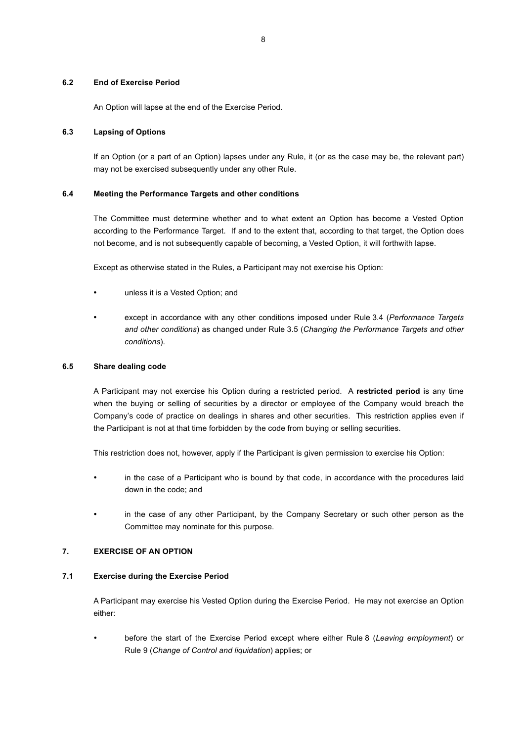### 6.2 End of Exercise Period

An Option will lapse at the end of the Exercise Period.

### 6.3 Lapsing of Options

If an Option (or a part of an Option) lapses under any Rule, it (or as the case may be, the relevant part) may not be exercised subsequently under any other Rule.

### 6.4 Meeting the Performance Targets and other conditions

The Committee must determine whether and to what extent an Option has become a Vested Option according to the Performance Target. If and to the extent that, according to that target, the Option does not become, and is not subsequently capable of becoming, a Vested Option, it will forthwith lapse.

Except as otherwise stated in the Rules, a Participant may not exercise his Option:

- unless it is a Vested Option; and
- except in accordance with any other conditions imposed under Rule 3.4 (*Performance Targets and other conditions*) as changed under Rule 3.5 (*Changing the Performance Targets and other conditions*).

### 6.5 Share dealing code

A Participant may not exercise his Option during a restricted period. A **restricted period** is any time when the buying or selling of securities by a director or employee of the Company would breach the Company's code of practice on dealings in shares and other securities. This restriction applies even if the Participant is not at that time forbidden by the code from buying or selling securities.

This restriction does not, however, apply if the Participant is given permission to exercise his Option:

- in the case of a Participant who is bound by that code, in accordance with the procedures laid down in the code; and
- in the case of any other Participant, by the Company Secretary or such other person as the Committee may nominate for this purpose.

## 7. EXERCISE OF AN OPTION

### 7.1 Exercise during the Exercise Period

A Participant may exercise his Vested Option during the Exercise Period. He may not exercise an Option either:

- before the start of the Exercise Period except where either Rule 8 (*Leaving employment*) or Rule 9 (*Change of Control and liquidation*) applies; or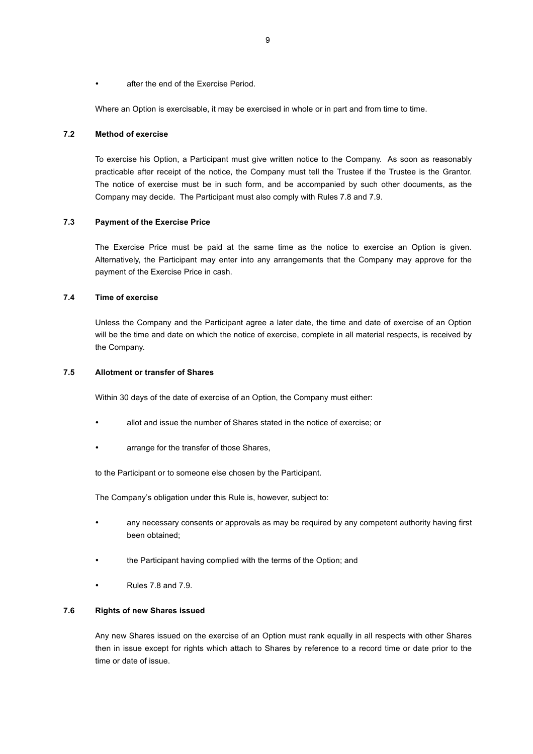- after the end of the Exercise Period.

Where an Option is exercisable, it may be exercised in whole or in part and from time to time.

### 7.2 Method of exercise

To exercise his Option, a Participant must give written notice to the Company. As soon as reasonably practicable after receipt of the notice, the Company must tell the Trustee if the Trustee is the Grantor. The notice of exercise must be in such form, and be accompanied by such other documents, as the Company may decide. The Participant must also comply with Rules 7.8 and 7.9.

### 7.3 Payment of the Exercise Price

The Exercise Price must be paid at the same time as the notice to exercise an Option is given. Alternatively, the Participant may enter into any arrangements that the Company may approve for the payment of the Exercise Price in cash.

### 7.4 Time of exercise

Unless the Company and the Participant agree a later date, the time and date of exercise of an Option will be the time and date on which the notice of exercise, complete in all material respects, is received by the Company.

### 7.5 Allotment or transfer of Shares

Within 30 days of the date of exercise of an Option, the Company must either:

- allot and issue the number of Shares stated in the notice of exercise; or
- arrange for the transfer of those Shares,

to the Participant or to someone else chosen by the Participant.

The Company's obligation under this Rule is, however, subject to:

- any necessary consents or approvals as may be required by any competent authority having first been obtained;
- the Participant having complied with the terms of the Option; and
- Rules 7.8 and 7.9.

### 7.6 Rights of new Shares issued

Any new Shares issued on the exercise of an Option must rank equally in all respects with other Shares then in issue except for rights which attach to Shares by reference to a record time or date prior to the time or date of issue.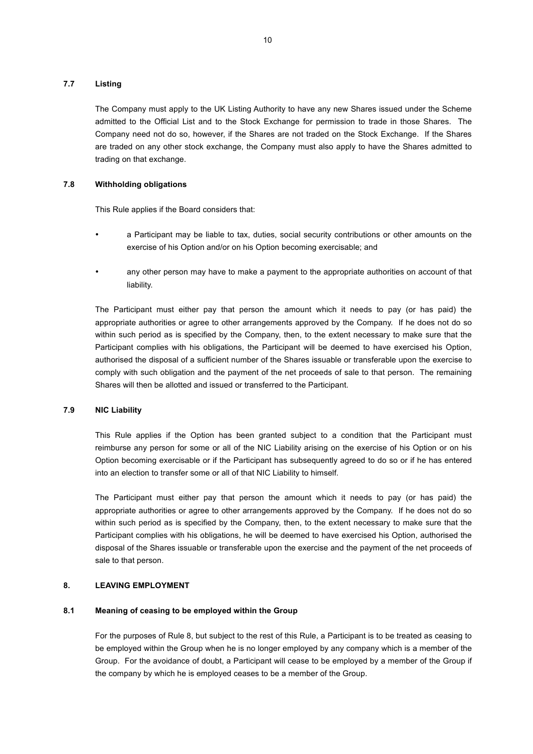### 7.7 Listing

The Company must apply to the UK Listing Authority to have any new Shares issued under the Scheme admitted to the Official List and to the Stock Exchange for permission to trade in those Shares. The Company need not do so, however, if the Shares are not traded on the Stock Exchange. If the Shares are traded on any other stock exchange, the Company must also apply to have the Shares admitted to trading on that exchange.

### 7.8 Withholding obligations

This Rule applies if the Board considers that:

- a Participant may be liable to tax, duties, social security contributions or other amounts on the exercise of his Option and/or on his Option becoming exercisable; and
- any other person may have to make a payment to the appropriate authorities on account of that liability.

The Participant must either pay that person the amount which it needs to pay (or has paid) the appropriate authorities or agree to other arrangements approved by the Company. If he does not do so within such period as is specified by the Company, then, to the extent necessary to make sure that the Participant complies with his obligations, the Participant will be deemed to have exercised his Option, authorised the disposal of a sufficient number of the Shares issuable or transferable upon the exercise to comply with such obligation and the payment of the net proceeds of sale to that person. The remaining Shares will then be allotted and issued or transferred to the Participant.

### 7.9 NIC Liability

This Rule applies if the Option has been granted subject to a condition that the Participant must reimburse any person for some or all of the NIC Liability arising on the exercise of his Option or on his Option becoming exercisable or if the Participant has subsequently agreed to do so or if he has entered into an election to transfer some or all of that NIC Liability to himself.

The Participant must either pay that person the amount which it needs to pay (or has paid) the appropriate authorities or agree to other arrangements approved by the Company. If he does not do so within such period as is specified by the Company, then, to the extent necessary to make sure that the Participant complies with his obligations, he will be deemed to have exercised his Option, authorised the disposal of the Shares issuable or transferable upon the exercise and the payment of the net proceeds of sale to that person.

## 8. LEAVING EMPLOYMENT

### 8.1 Meaning of ceasing to be employed within the Group

For the purposes of Rule 8, but subject to the rest of this Rule, a Participant is to be treated as ceasing to be employed within the Group when he is no longer employed by any company which is a member of the Group. For the avoidance of doubt, a Participant will cease to be employed by a member of the Group if the company by which he is employed ceases to be a member of the Group.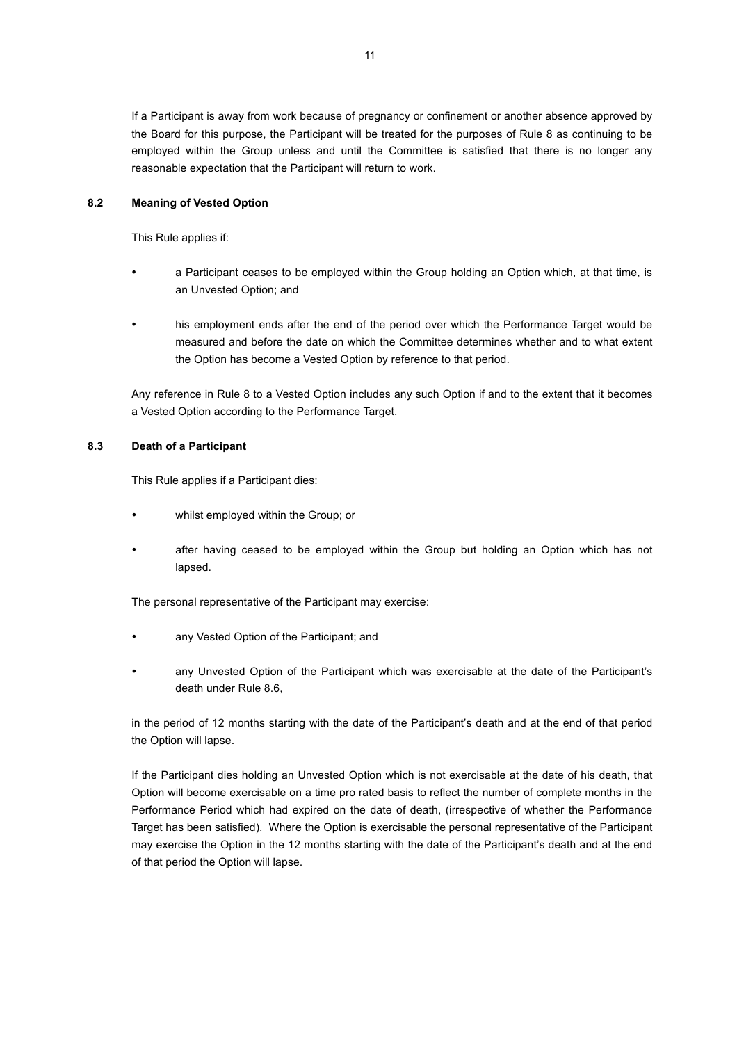If a Participant is away from work because of pregnancy or confinement or another absence approved by the Board for this purpose, the Participant will be treated for the purposes of Rule 8 as continuing to be employed within the Group unless and until the Committee is satisfied that there is no longer any reasonable expectation that the Participant will return to work.

### 8.2 Meaning of Vested Option

This Rule applies if:

- a Participant ceases to be employed within the Group holding an Option which, at that time, is an Unvested Option; and
- his employment ends after the end of the period over which the Performance Target would be measured and before the date on which the Committee determines whether and to what extent the Option has become a Vested Option by reference to that period.

Any reference in Rule 8 to a Vested Option includes any such Option if and to the extent that it becomes a Vested Option according to the Performance Target.

### 8.3 Death of a Participant

This Rule applies if a Participant dies:

- whilst employed within the Group; or
- after having ceased to be employed within the Group but holding an Option which has not lapsed.

The personal representative of the Participant may exercise:

- any Vested Option of the Participant; and
- any Unvested Option of the Participant which was exercisable at the date of the Participant's death under Rule 8.6,

in the period of 12 months starting with the date of the Participant's death and at the end of that period the Option will lapse.

If the Participant dies holding an Unvested Option which is not exercisable at the date of his death, that Option will become exercisable on a time pro rated basis to reflect the number of complete months in the Performance Period which had expired on the date of death, (irrespective of whether the Performance Target has been satisfied). Where the Option is exercisable the personal representative of the Participant may exercise the Option in the 12 months starting with the date of the Participant's death and at the end of that period the Option will lapse.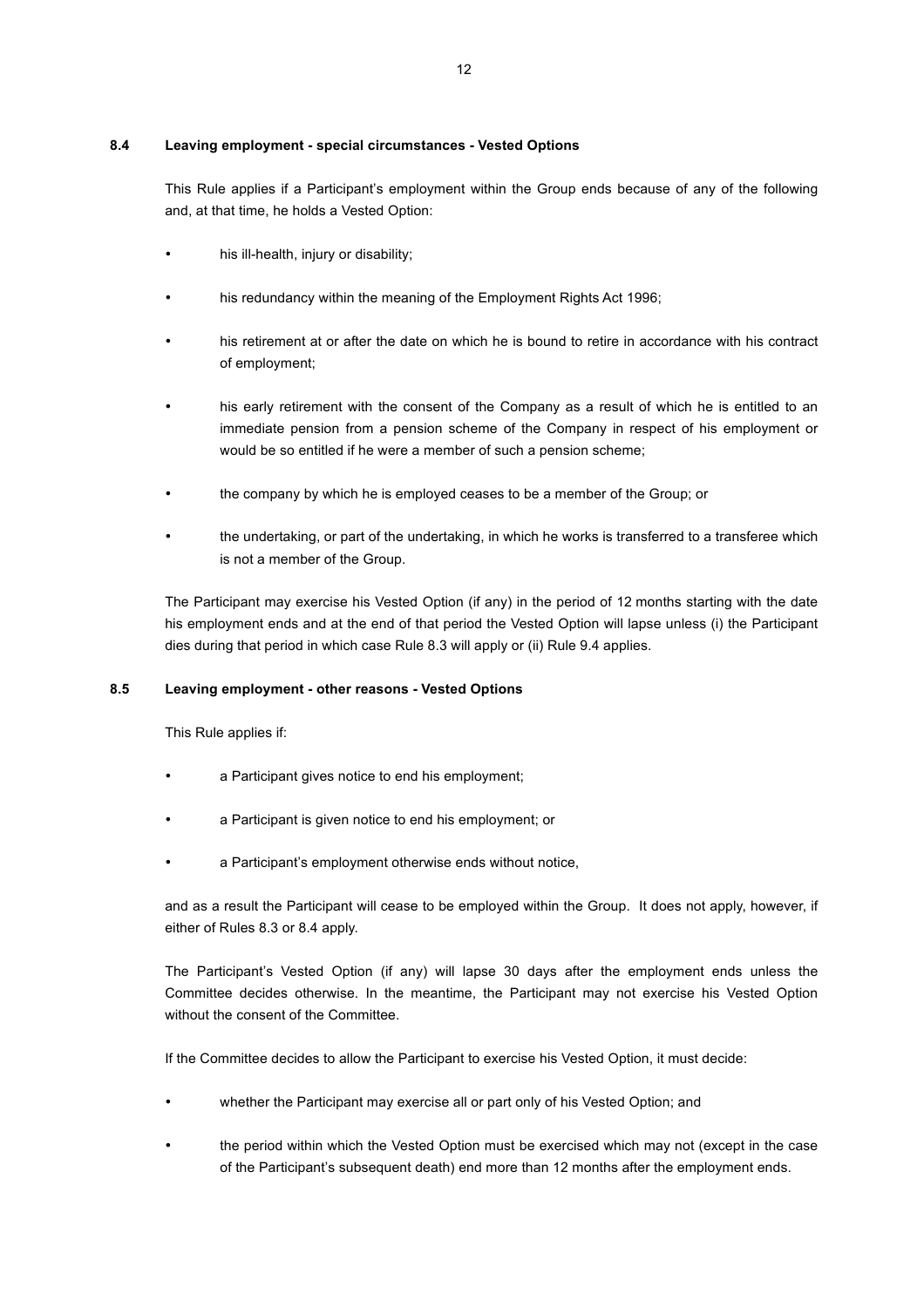### 8.4 Leaving employment - special circumstances - Vested Options

This Rule applies if a Participant's employment within the Group ends because of any of the following and, at that time, he holds a Vested Option:

- his ill-health, injury or disability;
- his redundancy within the meaning of the Employment Rights Act 1996;
- his retirement at or after the date on which he is bound to retire in accordance with his contract of employment;
- his early retirement with the consent of the Company as a result of which he is entitled to an immediate pension from a pension scheme of the Company in respect of his employment or would be so entitled if he were a member of such a pension scheme;
- the company by which he is employed ceases to be a member of the Group; or
- the undertaking, or part of the undertaking, in which he works is transferred to a transferee which is not a member of the Group.

The Participant may exercise his Vested Option (if any) in the period of 12 months starting with the date his employment ends and at the end of that period the Vested Option will lapse unless (i) the Participant dies during that period in which case Rule 8.3 will apply or (ii) Rule 9.4 applies.

### 8.5 Leaving employment - other reasons - Vested Options

This Rule applies if:

- a Participant gives notice to end his employment;
- a Participant is given notice to end his employment; or
- a Participant's employment otherwise ends without notice,

and as a result the Participant will cease to be employed within the Group. It does not apply, however, if either of Rules 8.3 or 8.4 apply.

The Participant's Vested Option (if any) will lapse 30 days after the employment ends unless the Committee decides otherwise. In the meantime, the Participant may not exercise his Vested Option without the consent of the Committee.

If the Committee decides to allow the Participant to exercise his Vested Option, it must decide:

- whether the Participant may exercise all or part only of his Vested Option; and
- the period within which the Vested Option must be exercised which may not (except in the case of the Participant's subsequent death) end more than 12 months after the employment ends.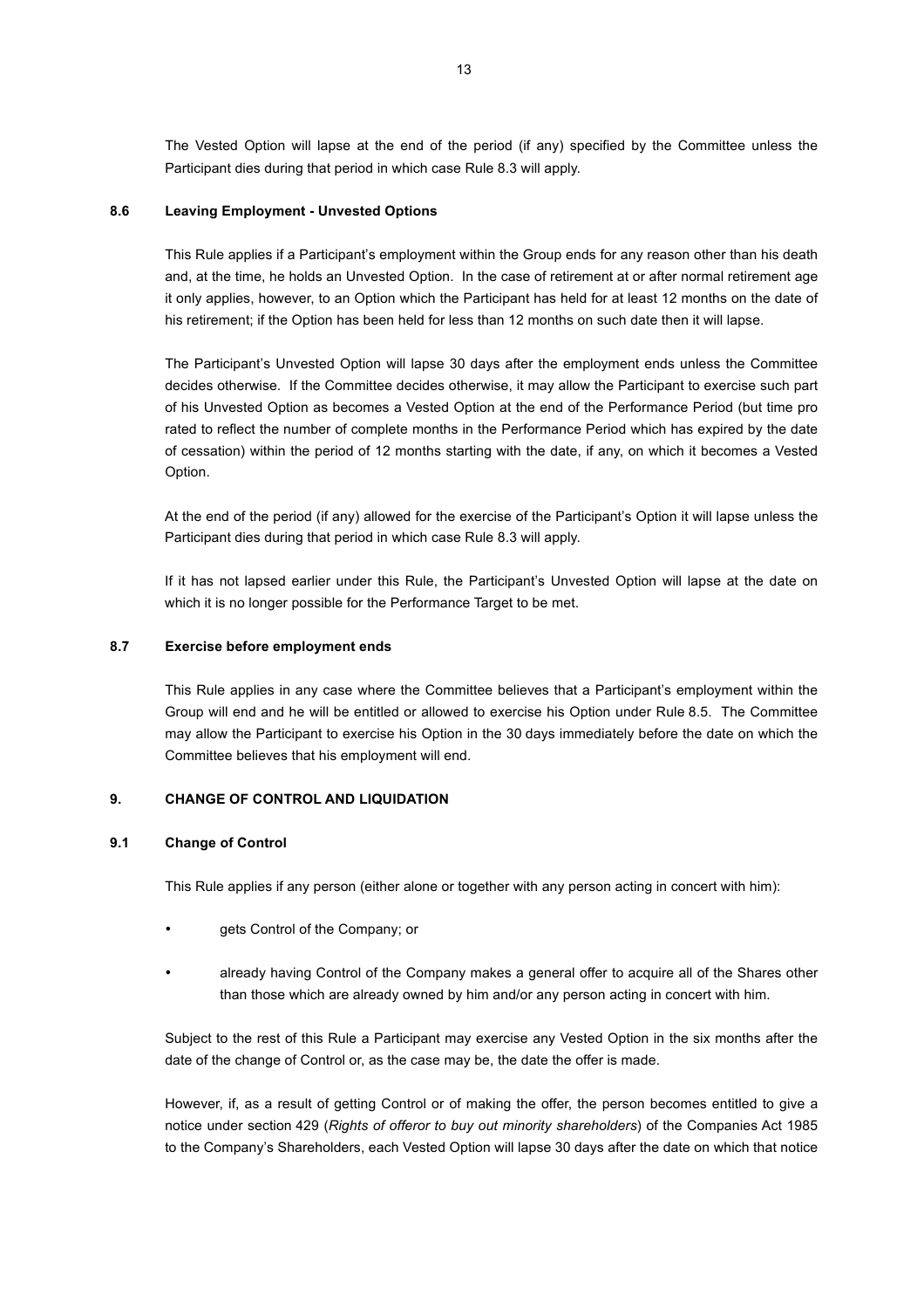The Vested Option will lapse at the end of the period (if any) specified by the Committee unless the Participant dies during that period in which case Rule 8.3 will apply.

### 8.6 Leaving Employment - Unvested Options

This Rule applies if a Participant's employment within the Group ends for any reason other than his death and, at the time, he holds an Unvested Option. In the case of retirement at or after normal retirement age it only applies, however, to an Option which the Participant has held for at least 12 months on the date of his retirement; if the Option has been held for less than 12 months on such date then it will lapse.

The Participant's Unvested Option will lapse 30 days after the employment ends unless the Committee decides otherwise. If the Committee decides otherwise, it may allow the Participant to exercise such part of his Unvested Option as becomes a Vested Option at the end of the Performance Period (but time pro rated to reflect the number of complete months in the Performance Period which has expired by the date of cessation) within the period of 12 months starting with the date, if any, on which it becomes a Vested Option.

At the end of the period (if any) allowed for the exercise of the Participant's Option it will lapse unless the Participant dies during that period in which case Rule 8.3 will apply.

If it has not lapsed earlier under this Rule, the Participant's Unvested Option will lapse at the date on which it is no longer possible for the Performance Target to be met.

### 8.7 Exercise before employment ends

This Rule applies in any case where the Committee believes that a Participant's employment within the Group will end and he will be entitled or allowed to exercise his Option under Rule 8.5. The Committee may allow the Participant to exercise his Option in the 30 days immediately before the date on which the Committee believes that his employment will end.

## 9. CHANGE OF CONTROL AND LIQUIDATION

### 9.1 Change of Control

This Rule applies if any person (either alone or together with any person acting in concert with him):

- gets Control of the Company; or
- already having Control of the Company makes a general offer to acquire all of the Shares other than those which are already owned by him and/or any person acting in concert with him.

Subject to the rest of this Rule a Participant may exercise any Vested Option in the six months after the date of the change of Control or, as the case may be, the date the offer is made.

However, if, as a result of getting Control or of making the offer, the person becomes entitled to give a notice under section 429 (*Rights of offeror to buy out minority shareholders*) of the Companies Act 1985 to the Company's Shareholders, each Vested Option will lapse 30 days after the date on which that notice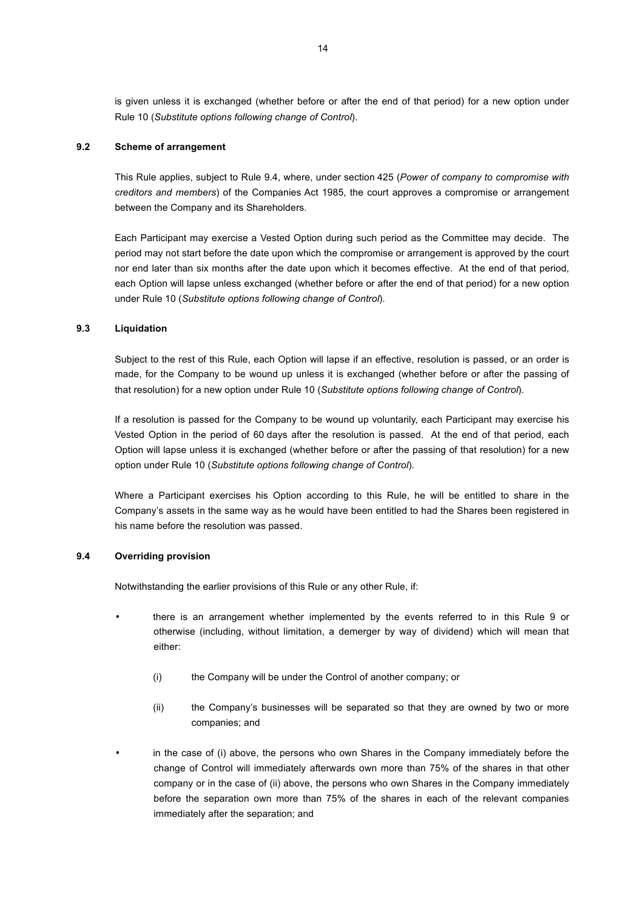is given unless it is exchanged (whether before or after the end of that period) for a new option under Rule 10 (*Substitute options following change of Control*).

### 9.2 Scheme of arrangement

This Rule applies, subject to Rule 9.4, where, under section 425 (*Power of company to compromise with creditors and members*) of the Companies Act 1985, the court approves a compromise or arrangement between the Company and its Shareholders.

Each Participant may exercise a Vested Option during such period as the Committee may decide. The period may not start before the date upon which the compromise or arrangement is approved by the court nor end later than six months after the date upon which it becomes effective. At the end of that period, each Option will lapse unless exchanged (whether before or after the end of that period) for a new option under Rule 10 (*Substitute options following change of Control*).

### 9.3 Liquidation

Subject to the rest of this Rule, each Option will lapse if an effective, resolution is passed, or an order is made, for the Company to be wound up unless it is exchanged (whether before or after the passing of that resolution) for a new option under Rule 10 (*Substitute options following change of Control*).

If a resolution is passed for the Company to be wound up voluntarily, each Participant may exercise his Vested Option in the period of 60 days after the resolution is passed. At the end of that period, each Option will lapse unless it is exchanged (whether before or after the passing of that resolution) for a new option under Rule 10 (*Substitute options following change of Control*).

Where a Participant exercises his Option according to this Rule, he will be entitled to share in the Company's assets in the same way as he would have been entitled to had the Shares been registered in his name before the resolution was passed.

### 9.4 Overriding provision

Notwithstanding the earlier provisions of this Rule or any other Rule, if:

- there is an arrangement whether implemented by the events referred to in this Rule 9 or otherwise (including, without limitation, a demerger by way of dividend) which will mean that either:

  (i) the Company will be under the Control of another company; or

  (ii) the Company's businesses will be separated so that they are owned by two or more companies; and

- in the case of (i) above, the persons who own Shares in the Company immediately before the change of Control will immediately afterwards own more than 75% of the shares in that other company or in the case of (ii) above, the persons who own Shares in the Company immediately before the separation own more than 75% of the shares in each of the relevant companies immediately after the separation; and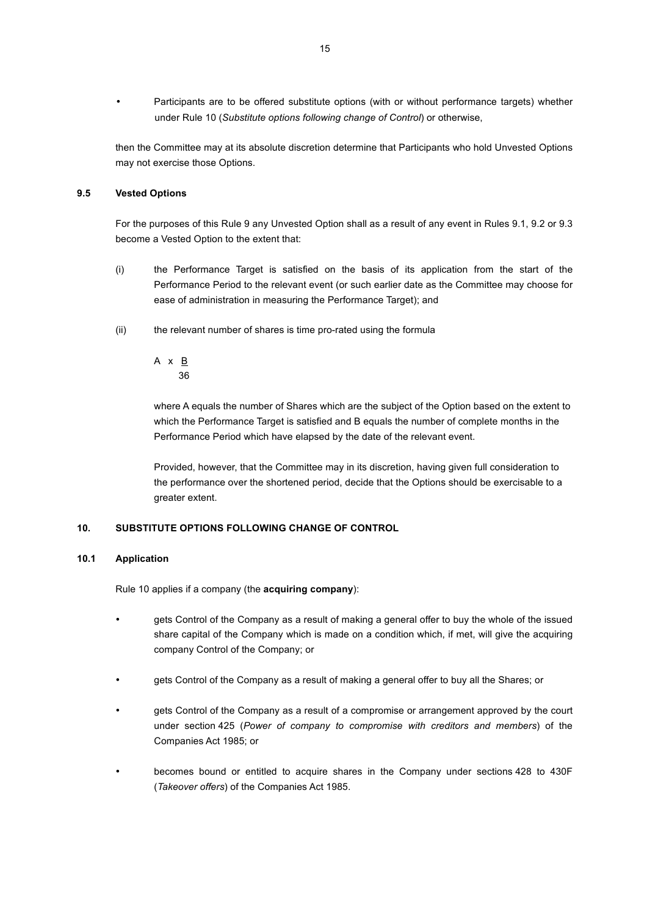- Participants are to be offered substitute options (with or without performance targets) whether under Rule 10 (*Substitute options following change of Control*) or otherwise,

then the Committee may at its absolute discretion determine that Participants who hold Unvested Options may not exercise those Options.

### 9.5 Vested Options

For the purposes of this Rule 9 any Unvested Option shall as a result of any event in Rules 9.1, 9.2 or 9.3 become a Vested Option to the extent that:

(i) the Performance Target is satisfied on the basis of its application from the start of the Performance Period to the relevant event (or such earlier date as the Committee may choose for ease of administration in measuring the Performance Target); and

(ii) the relevant number of shares is time pro-rated using the formula

$$A \times \frac{B}{36}$$

where A equals the number of Shares which are the subject of the Option based on the extent to which the Performance Target is satisfied and B equals the number of complete months in the Performance Period which have elapsed by the date of the relevant event.

Provided, however, that the Committee may in its discretion, having given full consideration to the performance over the shortened period, decide that the Options should be exercisable to a greater extent.

## 10. SUBSTITUTE OPTIONS FOLLOWING CHANGE OF CONTROL

### 10.1 Application

Rule 10 applies if a company (the **acquiring company**):

- gets Control of the Company as a result of making a general offer to buy the whole of the issued share capital of the Company which is made on a condition which, if met, will give the acquiring company Control of the Company; or
- gets Control of the Company as a result of making a general offer to buy all the Shares; or
- gets Control of the Company as a result of a compromise or arrangement approved by the court under section 425 (*Power of company to compromise with creditors and members*) of the Companies Act 1985; or
- becomes bound or entitled to acquire shares in the Company under sections 428 to 430F (*Takeover offers*) of the Companies Act 1985.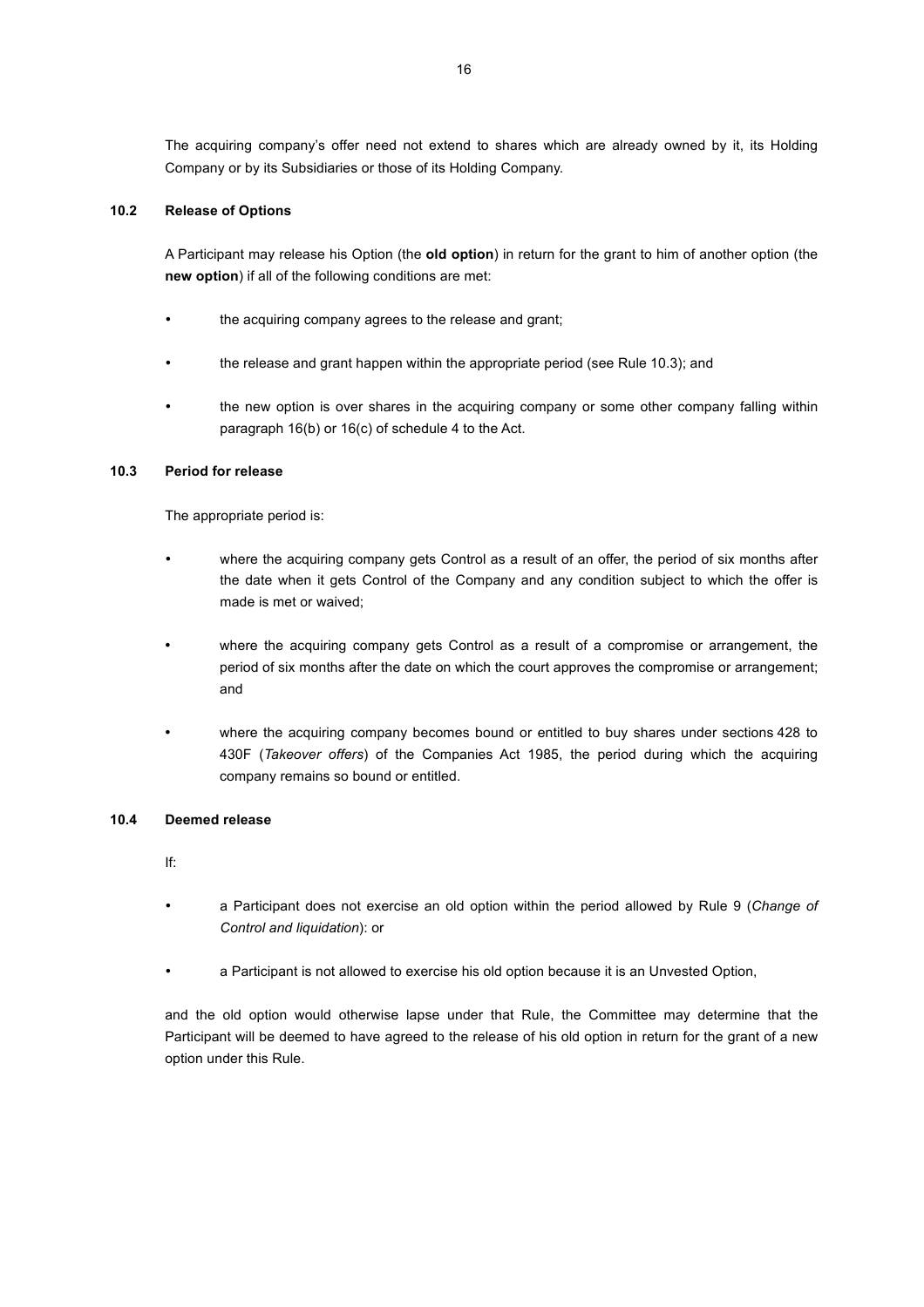The acquiring company's offer need not extend to shares which are already owned by it, its Holding Company or by its Subsidiaries or those of its Holding Company.

### 10.2 Release of Options

A Participant may release his Option (the **old option**) in return for the grant to him of another option (the **new option**) if all of the following conditions are met:

- the acquiring company agrees to the release and grant;
- the release and grant happen within the appropriate period (see Rule 10.3); and
- the new option is over shares in the acquiring company or some other company falling within paragraph 16(b) or 16(c) of schedule 4 to the Act.

### 10.3 Period for release

The appropriate period is:

- where the acquiring company gets Control as a result of an offer, the period of six months after the date when it gets Control of the Company and any condition subject to which the offer is made is met or waived;
- where the acquiring company gets Control as a result of a compromise or arrangement, the period of six months after the date on which the court approves the compromise or arrangement; and
- where the acquiring company becomes bound or entitled to buy shares under sections 428 to 430F (*Takeover offers*) of the Companies Act 1985, the period during which the acquiring company remains so bound or entitled.

### 10.4 Deemed release

If:

- a Participant does not exercise an old option within the period allowed by Rule 9 (*Change of Control and liquidation*): or
- a Participant is not allowed to exercise his old option because it is an Unvested Option,

and the old option would otherwise lapse under that Rule, the Committee may determine that the Participant will be deemed to have agreed to the release of his old option in return for the grant of a new option under this Rule.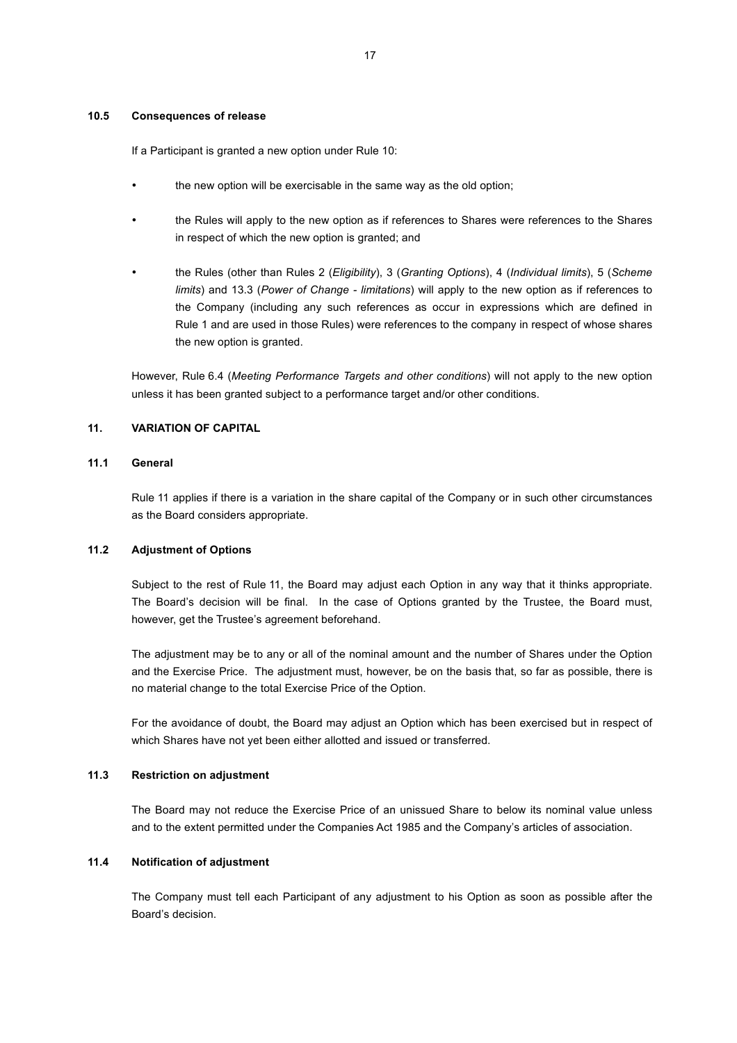### 10.5 Consequences of release

If a Participant is granted a new option under Rule 10:

- the new option will be exercisable in the same way as the old option;
- the Rules will apply to the new option as if references to Shares were references to the Shares in respect of which the new option is granted; and
- the Rules (other than Rules 2 (*Eligibility*), 3 (*Granting Options*), 4 (*Individual limits*), 5 (*Scheme limits*) and 13.3 (*Power of Change - limitations*) will apply to the new option as if references to the Company (including any such references as occur in expressions which are defined in Rule 1 and are used in those Rules) were references to the company in respect of whose shares the new option is granted.

However, Rule 6.4 (*Meeting Performance Targets and other conditions*) will not apply to the new option unless it has been granted subject to a performance target and/or other conditions.

## 11. VARIATION OF CAPITAL

### 11.1 General

Rule 11 applies if there is a variation in the share capital of the Company or in such other circumstances as the Board considers appropriate.

### 11.2 Adjustment of Options

Subject to the rest of Rule 11, the Board may adjust each Option in any way that it thinks appropriate. The Board's decision will be final. In the case of Options granted by the Trustee, the Board must, however, get the Trustee's agreement beforehand.

The adjustment may be to any or all of the nominal amount and the number of Shares under the Option and the Exercise Price. The adjustment must, however, be on the basis that, so far as possible, there is no material change to the total Exercise Price of the Option.

For the avoidance of doubt, the Board may adjust an Option which has been exercised but in respect of which Shares have not yet been either allotted and issued or transferred.

### 11.3 Restriction on adjustment

The Board may not reduce the Exercise Price of an unissued Share to below its nominal value unless and to the extent permitted under the Companies Act 1985 and the Company's articles of association.

### 11.4 Notification of adjustment

The Company must tell each Participant of any adjustment to his Option as soon as possible after the Board's decision.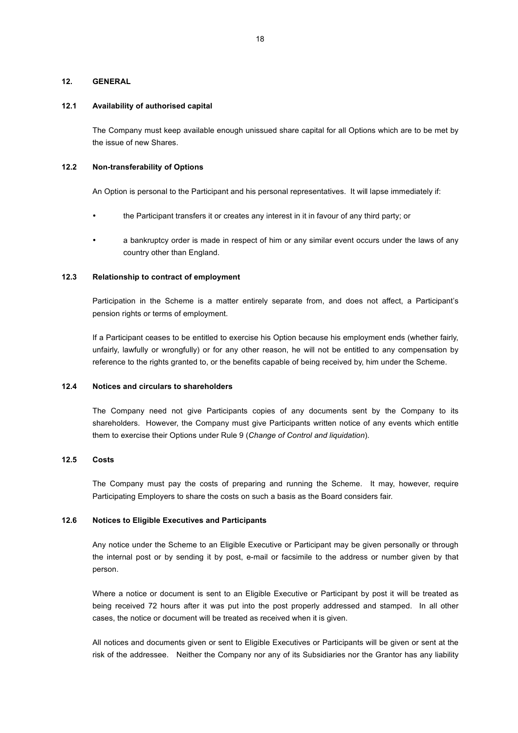## 12. GENERAL

### 12.1 Availability of authorised capital

The Company must keep available enough unissued share capital for all Options which are to be met by the issue of new Shares.

### 12.2 Non-transferability of Options

An Option is personal to the Participant and his personal representatives. It will lapse immediately if:

- the Participant transfers it or creates any interest in it in favour of any third party; or
- a bankruptcy order is made in respect of him or any similar event occurs under the laws of any country other than England.

### 12.3 Relationship to contract of employment

Participation in the Scheme is a matter entirely separate from, and does not affect, a Participant's pension rights or terms of employment.

If a Participant ceases to be entitled to exercise his Option because his employment ends (whether fairly, unfairly, lawfully or wrongfully) or for any other reason, he will not be entitled to any compensation by reference to the rights granted to, or the benefits capable of being received by, him under the Scheme.

### 12.4 Notices and circulars to shareholders

The Company need not give Participants copies of any documents sent by the Company to its shareholders. However, the Company must give Participants written notice of any events which entitle them to exercise their Options under Rule 9 (*Change of Control and liquidation*).

### 12.5 Costs

The Company must pay the costs of preparing and running the Scheme. It may, however, require Participating Employers to share the costs on such a basis as the Board considers fair.

### 12.6 Notices to Eligible Executives and Participants

Any notice under the Scheme to an Eligible Executive or Participant may be given personally or through the internal post or by sending it by post, e-mail or facsimile to the address or number given by that person.

Where a notice or document is sent to an Eligible Executive or Participant by post it will be treated as being received 72 hours after it was put into the post properly addressed and stamped. In all other cases, the notice or document will be treated as received when it is given.

All notices and documents given or sent to Eligible Executives or Participants will be given or sent at the risk of the addressee. Neither the Company nor any of its Subsidiaries nor the Grantor has any liability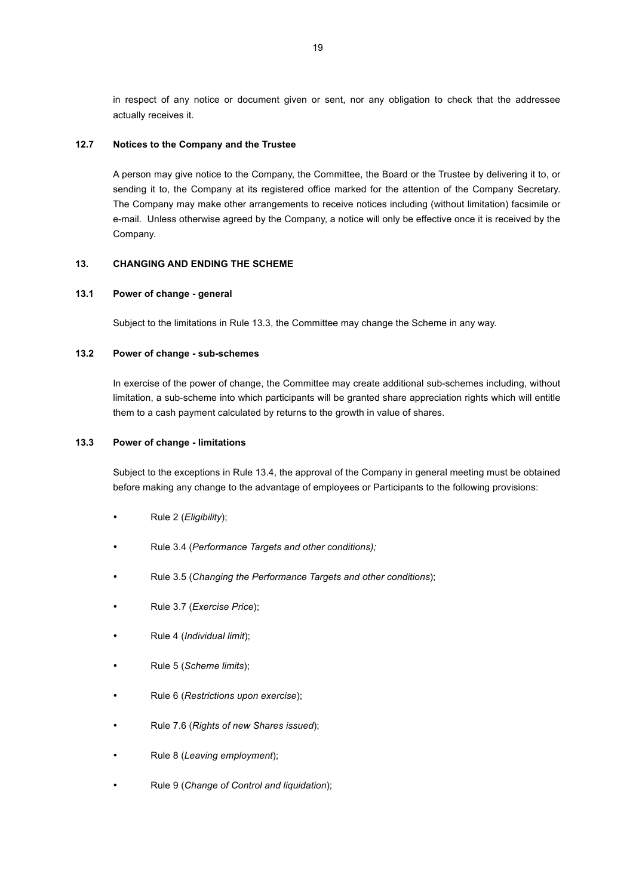in respect of any notice or document given or sent, nor any obligation to check that the addressee actually receives it.

### 12.7 Notices to the Company and the Trustee

A person may give notice to the Company, the Committee, the Board or the Trustee by delivering it to, or sending it to, the Company at its registered office marked for the attention of the Company Secretary. The Company may make other arrangements to receive notices including (without limitation) facsimile or e-mail. Unless otherwise agreed by the Company, a notice will only be effective once it is received by the Company.

## 13. CHANGING AND ENDING THE SCHEME

### 13.1 Power of change - general

Subject to the limitations in Rule 13.3, the Committee may change the Scheme in any way.

### 13.2 Power of change - sub-schemes

In exercise of the power of change, the Committee may create additional sub-schemes including, without limitation, a sub-scheme into which participants will be granted share appreciation rights which will entitle them to a cash payment calculated by returns to the growth in value of shares.

### 13.3 Power of change - limitations

Subject to the exceptions in Rule 13.4, the approval of the Company in general meeting must be obtained before making any change to the advantage of employees or Participants to the following provisions:

- Rule 2 (*Eligibility*);
- Rule 3.4 (*Performance Targets and other conditions);*
- Rule 3.5 (*Changing the Performance Targets and other conditions*);
- Rule 3.7 (*Exercise Price*);
- Rule 4 (*Individual limit*);
- Rule 5 (*Scheme limits*);
- Rule 6 (*Restrictions upon exercise*);
- Rule 7.6 (*Rights of new Shares issued*);
- Rule 8 (*Leaving employment*);
- Rule 9 (*Change of Control and liquidation*);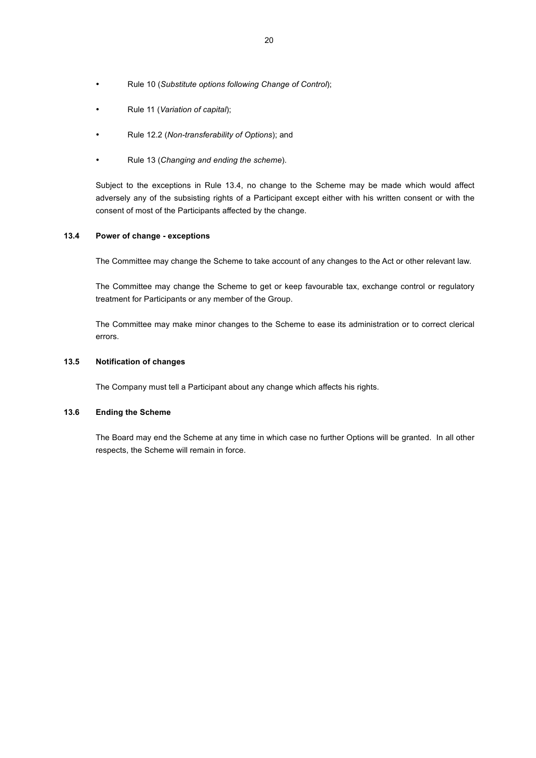- Rule 10 (*Substitute options following Change of Control*);
- Rule 11 (*Variation of capital*);
- Rule 12.2 (*Non-transferability of Options*); and
- Rule 13 (*Changing and ending the scheme*).

Subject to the exceptions in Rule 13.4, no change to the Scheme may be made which would affect adversely any of the subsisting rights of a Participant except either with his written consent or with the consent of most of the Participants affected by the change.

### 13.4 Power of change - exceptions

The Committee may change the Scheme to take account of any changes to the Act or other relevant law.

The Committee may change the Scheme to get or keep favourable tax, exchange control or regulatory treatment for Participants or any member of the Group.

The Committee may make minor changes to the Scheme to ease its administration or to correct clerical errors.

### 13.5 Notification of changes

The Company must tell a Participant about any change which affects his rights.

### 13.6 Ending the Scheme

The Board may end the Scheme at any time in which case no further Options will be granted. In all other respects, the Scheme will remain in force.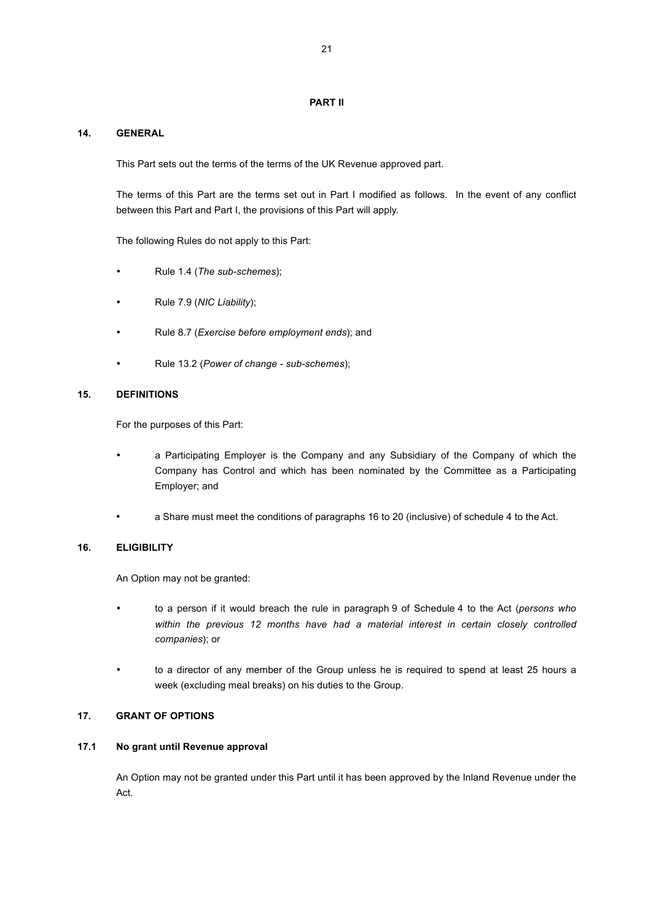# PART II

## 14. GENERAL

This Part sets out the terms of the terms of the UK Revenue approved part.

The terms of this Part are the terms set out in Part I modified as follows. In the event of any conflict between this Part and Part I, the provisions of this Part will apply.

The following Rules do not apply to this Part:

- Rule 1.4 (*The sub-schemes*);
- Rule 7.9 (*NIC Liability*);
- Rule 8.7 (*Exercise before employment ends*); and
- Rule 13.2 (*Power of change - sub-schemes*);

## 15. DEFINITIONS

For the purposes of this Part:

- a Participating Employer is the Company and any Subsidiary of the Company of which the Company has Control and which has been nominated by the Committee as a Participating Employer; and
- a Share must meet the conditions of paragraphs 16 to 20 (inclusive) of schedule 4 to the Act.

## 16. ELIGIBILITY

An Option may not be granted:

- to a person if it would breach the rule in paragraph 9 of Schedule 4 to the Act (*persons who within the previous 12 months have had a material interest in certain closely controlled companies*); or
- to a director of any member of the Group unless he is required to spend at least 25 hours a week (excluding meal breaks) on his duties to the Group.

## 17. GRANT OF OPTIONS

### 17.1 No grant until Revenue approval

An Option may not be granted under this Part until it has been approved by the Inland Revenue under the Act.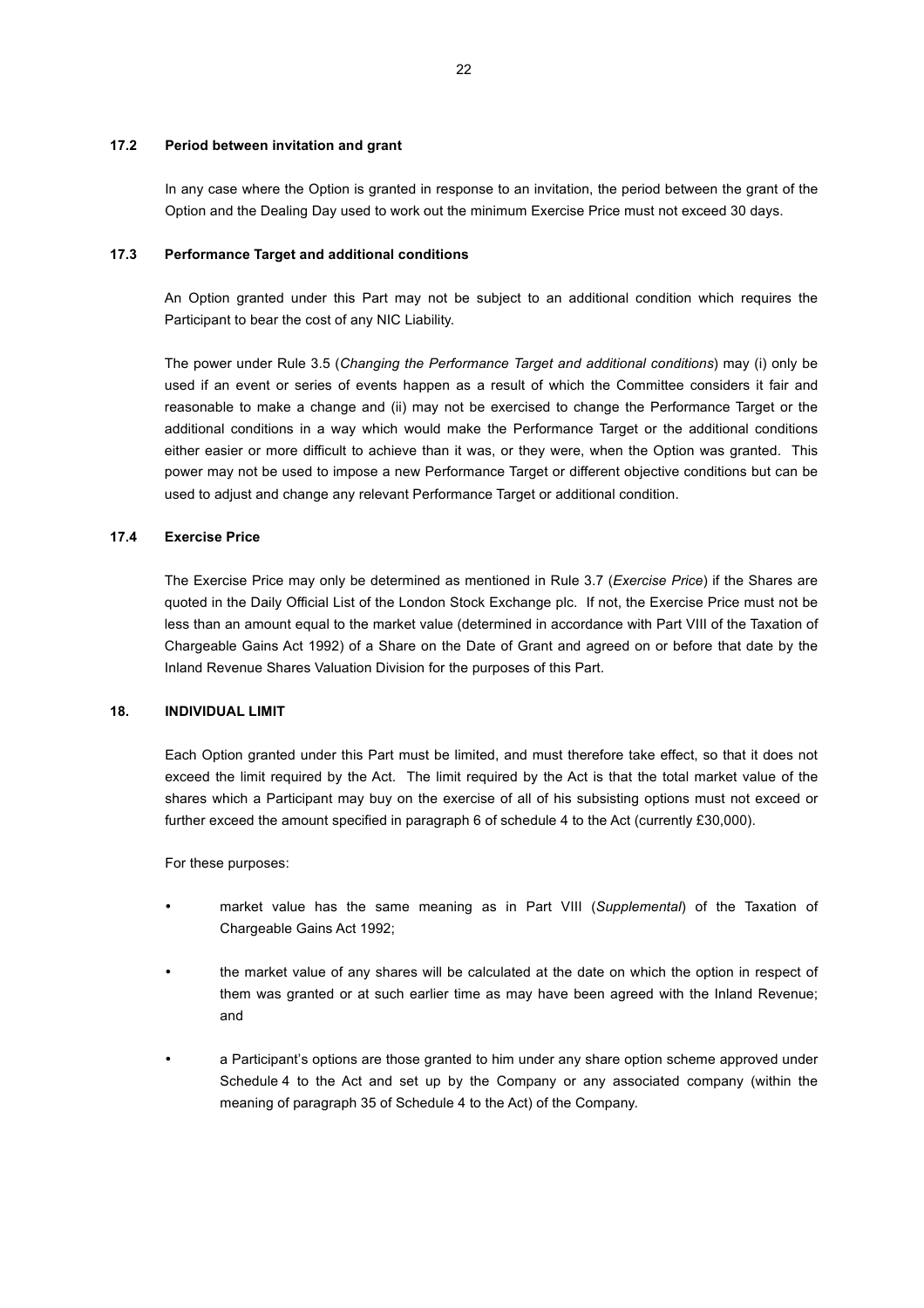### 17.2 Period between invitation and grant

In any case where the Option is granted in response to an invitation, the period between the grant of the Option and the Dealing Day used to work out the minimum Exercise Price must not exceed 30 days.

### 17.3 Performance Target and additional conditions

An Option granted under this Part may not be subject to an additional condition which requires the Participant to bear the cost of any NIC Liability.

The power under Rule 3.5 (*Changing the Performance Target and additional conditions*) may (i) only be used if an event or series of events happen as a result of which the Committee considers it fair and reasonable to make a change and (ii) may not be exercised to change the Performance Target or the additional conditions in a way which would make the Performance Target or the additional conditions either easier or more difficult to achieve than it was, or they were, when the Option was granted. This power may not be used to impose a new Performance Target or different objective conditions but can be used to adjust and change any relevant Performance Target or additional condition.

### 17.4 Exercise Price

The Exercise Price may only be determined as mentioned in Rule 3.7 (*Exercise Price*) if the Shares are quoted in the Daily Official List of the London Stock Exchange plc. If not, the Exercise Price must not be less than an amount equal to the market value (determined in accordance with Part VIII of the Taxation of Chargeable Gains Act 1992) of a Share on the Date of Grant and agreed on or before that date by the Inland Revenue Shares Valuation Division for the purposes of this Part.

## 18. INDIVIDUAL LIMIT

Each Option granted under this Part must be limited, and must therefore take effect, so that it does not exceed the limit required by the Act. The limit required by the Act is that the total market value of the shares which a Participant may buy on the exercise of all of his subsisting options must not exceed or further exceed the amount specified in paragraph 6 of schedule 4 to the Act (currently £30,000).

For these purposes:

- market value has the same meaning as in Part VIII (*Supplemental*) of the Taxation of Chargeable Gains Act 1992;
- the market value of any shares will be calculated at the date on which the option in respect of them was granted or at such earlier time as may have been agreed with the Inland Revenue; and
- a Participant's options are those granted to him under any share option scheme approved under Schedule 4 to the Act and set up by the Company or any associated company (within the meaning of paragraph 35 of Schedule 4 to the Act) of the Company.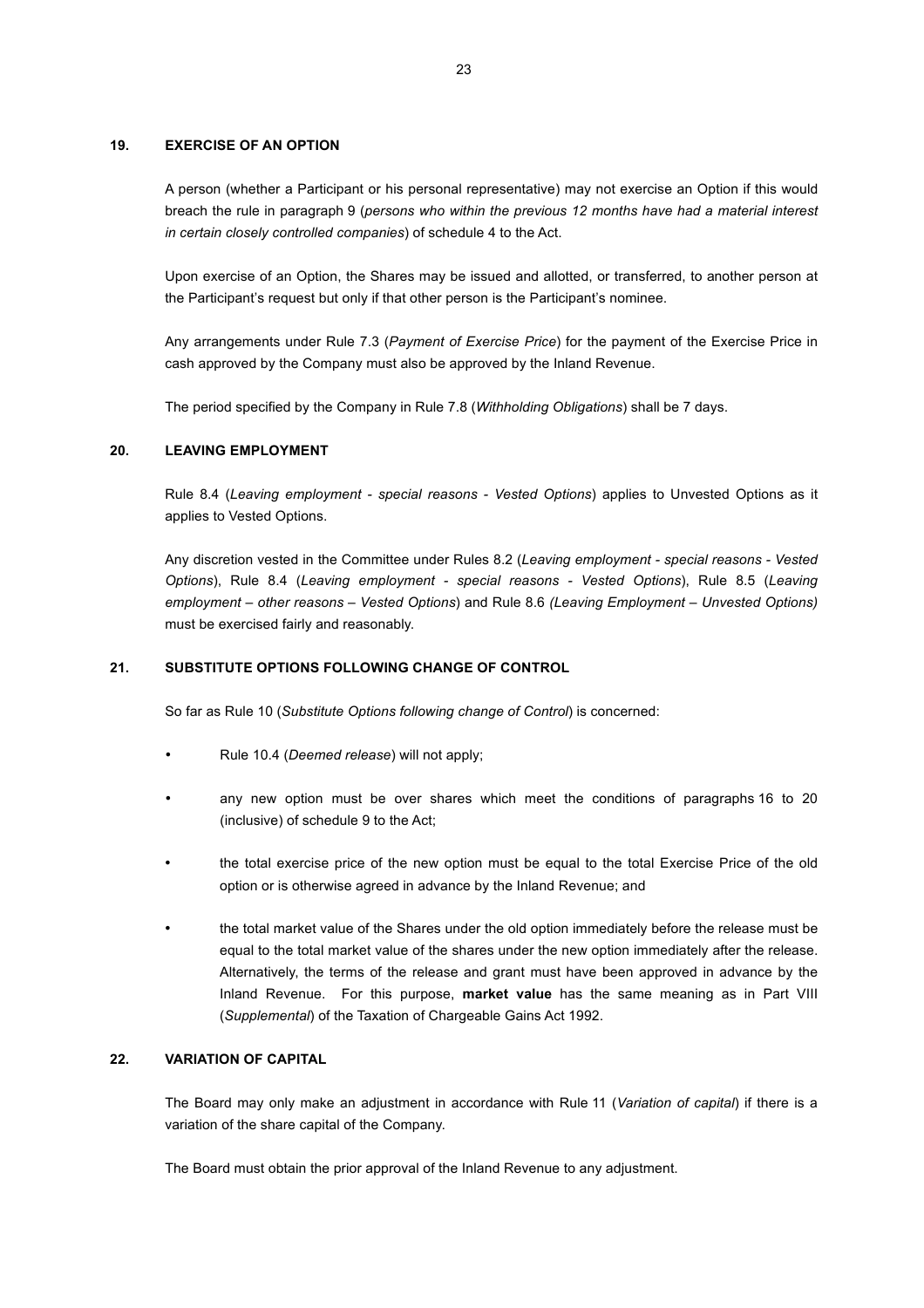## 19. EXERCISE OF AN OPTION

A person (whether a Participant or his personal representative) may not exercise an Option if this would breach the rule in paragraph 9 (*persons who within the previous 12 months have had a material interest in certain closely controlled companies*) of schedule 4 to the Act.

Upon exercise of an Option, the Shares may be issued and allotted, or transferred, to another person at the Participant's request but only if that other person is the Participant's nominee.

Any arrangements under Rule 7.3 (*Payment of Exercise Price*) for the payment of the Exercise Price in cash approved by the Company must also be approved by the Inland Revenue.

The period specified by the Company in Rule 7.8 (*Withholding Obligations*) shall be 7 days.

## 20. LEAVING EMPLOYMENT

Rule 8.4 (*Leaving employment - special reasons - Vested Options*) applies to Unvested Options as it applies to Vested Options.

Any discretion vested in the Committee under Rules 8.2 (*Leaving employment - special reasons - Vested Options*), Rule 8.4 (*Leaving employment - special reasons - Vested Options*), Rule 8.5 (*Leaving employment – other reasons – Vested Options*) and Rule 8.6 *(Leaving Employment – Unvested Options)* must be exercised fairly and reasonably.

## 21. SUBSTITUTE OPTIONS FOLLOWING CHANGE OF CONTROL

So far as Rule 10 (*Substitute Options following change of Control*) is concerned:

- Rule 10.4 (*Deemed release*) will not apply;
- any new option must be over shares which meet the conditions of paragraphs 16 to 20 (inclusive) of schedule 9 to the Act;
- the total exercise price of the new option must be equal to the total Exercise Price of the old option or is otherwise agreed in advance by the Inland Revenue; and
- the total market value of the Shares under the old option immediately before the release must be equal to the total market value of the shares under the new option immediately after the release. Alternatively, the terms of the release and grant must have been approved in advance by the Inland Revenue. For this purpose, **market value** has the same meaning as in Part VIII (*Supplemental*) of the Taxation of Chargeable Gains Act 1992.

## 22. VARIATION OF CAPITAL

The Board may only make an adjustment in accordance with Rule 11 (*Variation of capital*) if there is a variation of the share capital of the Company.

The Board must obtain the prior approval of the Inland Revenue to any adjustment.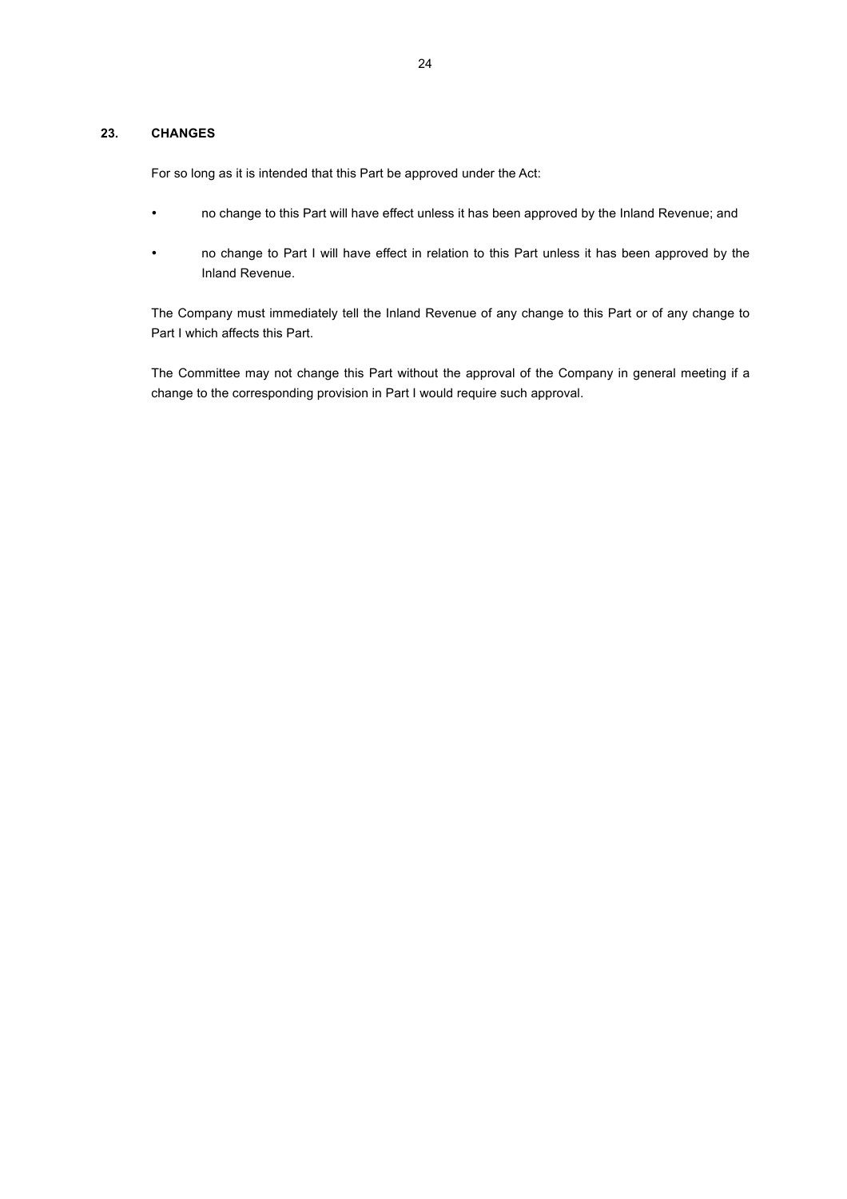## 23. CHANGES

For so long as it is intended that this Part be approved under the Act:

- no change to this Part will have effect unless it has been approved by the Inland Revenue; and
- no change to Part I will have effect in relation to this Part unless it has been approved by the Inland Revenue.

The Company must immediately tell the Inland Revenue of any change to this Part or of any change to Part I which affects this Part.

The Committee may not change this Part without the approval of the Company in general meeting if a change to the corresponding provision in Part I would require such approval.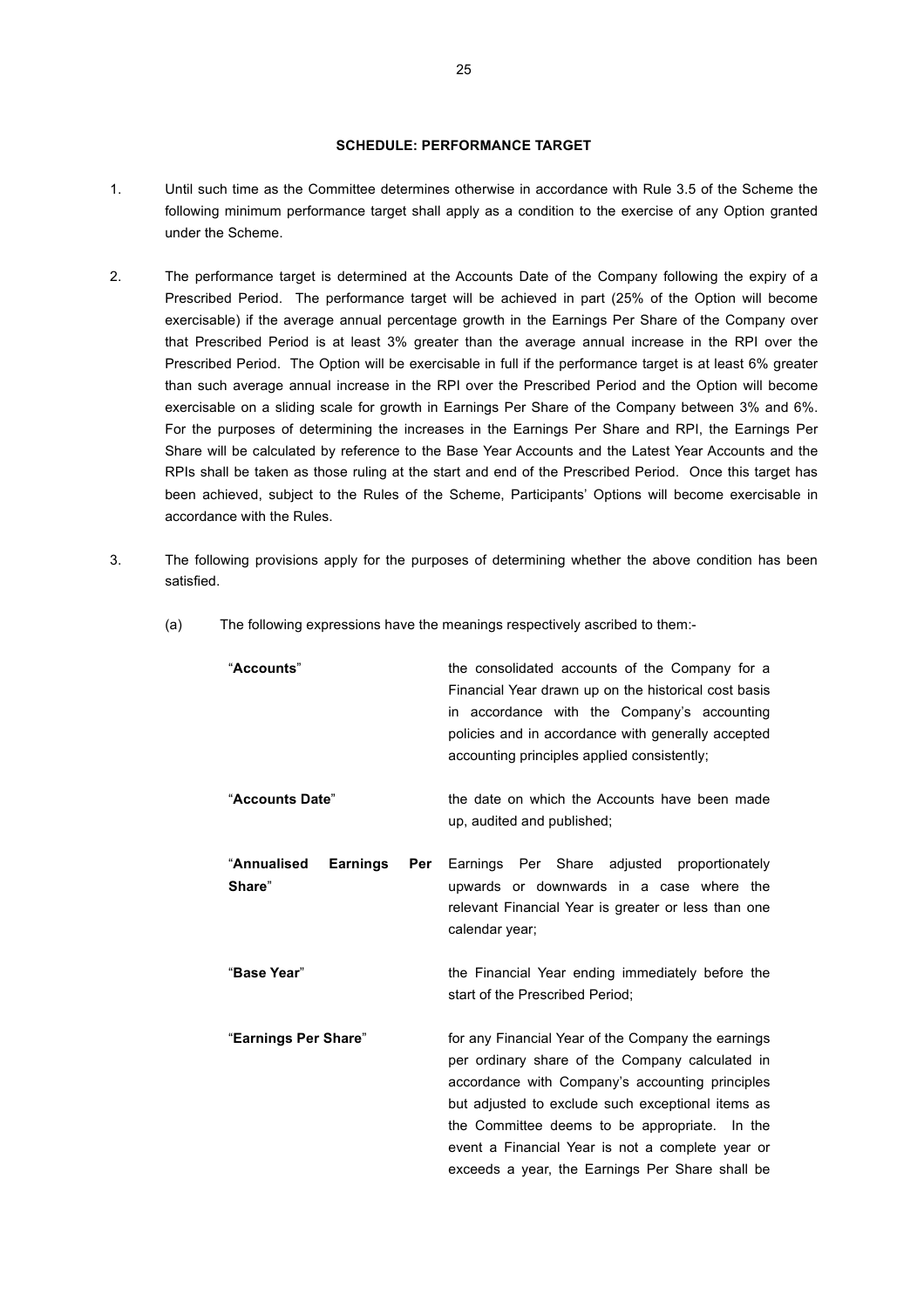**SCHEDULE: PERFORMANCE TARGET**

1. Until such time as the Committee determines otherwise in accordance with Rule 3.5 of the Scheme the following minimum performance target shall apply as a condition to the exercise of any Option granted under the Scheme.

2. The performance target is determined at the Accounts Date of the Company following the expiry of a Prescribed Period. The performance target will be achieved in part (25% of the Option will become exercisable) if the average annual percentage growth in the Earnings Per Share of the Company over that Prescribed Period is at least 3% greater than the average annual increase in the RPI over the Prescribed Period. The Option will be exercisable in full if the performance target is at least 6% greater than such average annual increase in the RPI over the Prescribed Period and the Option will become exercisable on a sliding scale for growth in Earnings Per Share of the Company between 3% and 6%. For the purposes of determining the increases in the Earnings Per Share and RPI, the Earnings Per Share will be calculated by reference to the Base Year Accounts and the Latest Year Accounts and the RPIs shall be taken as those ruling at the start and end of the Prescribed Period. Once this target has been achieved, subject to the Rules of the Scheme, Participants' Options will become exercisable in accordance with the Rules.

3. The following provisions apply for the purposes of determining whether the above condition has been satisfied.

   (a) The following expressions have the meanings respectively ascribed to them:-

| | |
|---|---|
| "**Accounts**" | the consolidated accounts of the Company for a Financial Year drawn up on the historical cost basis in accordance with the Company's accounting policies and in accordance with generally accepted accounting principles applied consistently; |
| "**Accounts Date**" | the date on which the Accounts have been made up, audited and published; |
| "**Annualised Earnings Per Share**" | Earnings Per Share adjusted proportionately upwards or downwards in a case where the relevant Financial Year is greater or less than one calendar year; |
| "**Base Year**" | the Financial Year ending immediately before the start of the Prescribed Period; |
| "**Earnings Per Share**" | for any Financial Year of the Company the earnings per ordinary share of the Company calculated in accordance with Company's accounting principles but adjusted to exclude such exceptional items as the Committee deems to be appropriate. In the event a Financial Year is not a complete year or exceeds a year, the Earnings Per Share shall be |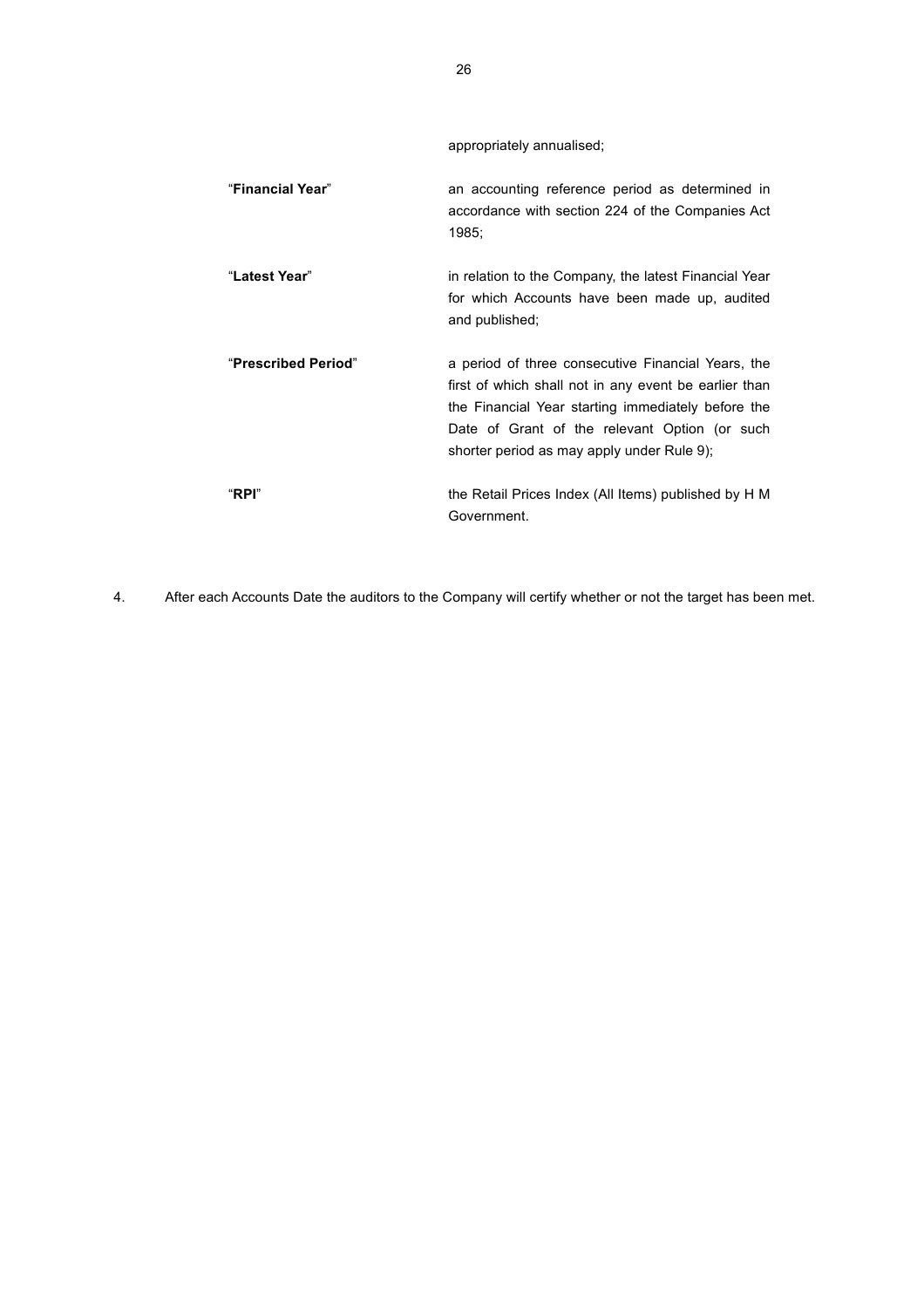appropriately annualised;

| | |
|---|---|
| "**Financial Year**" | an accounting reference period as determined in accordance with section 224 of the Companies Act 1985; |
| "**Latest Year**" | in relation to the Company, the latest Financial Year for which Accounts have been made up, audited and published; |
| "**Prescribed Period**" | a period of three consecutive Financial Years, the first of which shall not in any event be earlier than the Financial Year starting immediately before the Date of Grant of the relevant Option (or such shorter period as may apply under Rule 9); |
| "**RPI**" | the Retail Prices Index (All Items) published by H M Government. |

4. After each Accounts Date the auditors to the Company will certify whether or not the target has been met.